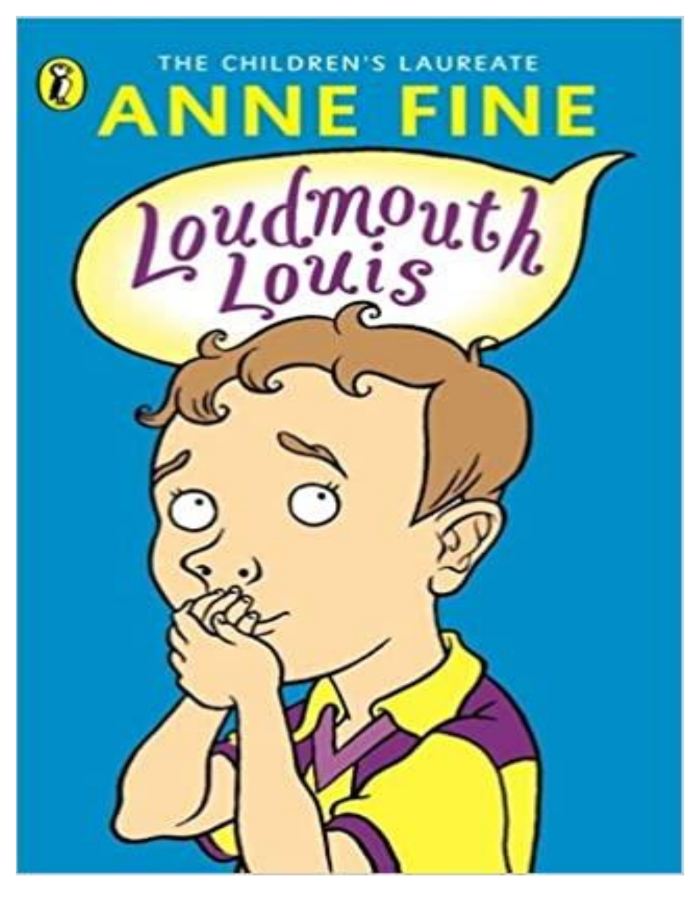THE CHILDREN'S LAUREATE

# ANNE FINE

# Loudmouth Louis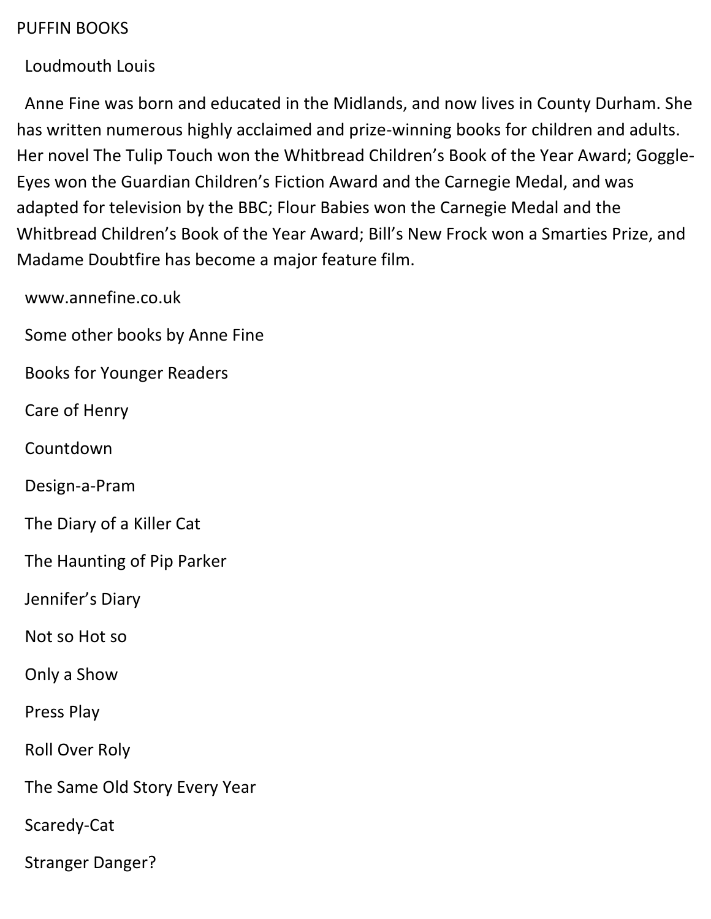PUFFIN BOOKS

Loudmouth Louis

Anne Fine was born and educated in the Midlands, and now lives in County Durham. She has written numerous highly acclaimed and prize-winning books for children and adults. Her novel The Tulip Touch won the Whitbread Children's Book of the Year Award; Goggle-Eyes won the Guardian Children's Fiction Award and the Carnegie Medal, and was adapted for television by the BBC; Flour Babies won the Carnegie Medal and the Whitbread Children's Book of the Year Award; Bill's New Frock won a Smarties Prize, and Madame Doubtfire has become a major feature film.

www.annefine.co.uk

Some other books by Anne Fine

Books for Younger Readers

Care of Henry

Countdown

Design-a-Pram

The Diary of a Killer Cat

The Haunting of Pip Parker

Jennifer's Diary

Not so Hot so

Only a Show

Press Play

Roll Over Roly

The Same Old Story Every Year

Scaredy-Cat

Stranger Danger?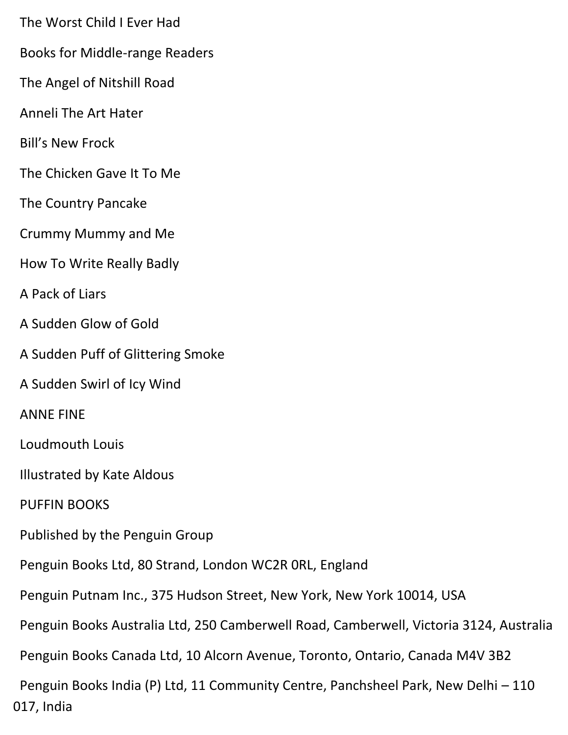The Worst Child I Ever Had

Books for Middle-range Readers

The Angel of Nitshill Road

Anneli The Art Hater

Bill's New Frock

The Chicken Gave It To Me

The Country Pancake

Crummy Mummy and Me

How To Write Really Badly

A Pack of Liars

A Sudden Glow of Gold

A Sudden Puff of Glittering Smoke

A Sudden Swirl of Icy Wind

ANNE FINE

Loudmouth Louis

Illustrated by Kate Aldous

PUFFIN BOOKS

Published by the Penguin Group

Penguin Books Ltd, 80 Strand, London WC2R 0RL, England

Penguin Putnam Inc., 375 Hudson Street, New York, New York 10014, USA

Penguin Books Australia Ltd, 250 Camberwell Road, Camberwell, Victoria 3124, Australia

Penguin Books Canada Ltd, 10 Alcorn Avenue, Toronto, Ontario, Canada M4V 3B2

Penguin Books India (P) Ltd, 11 Community Centre, Panchsheel Park, New Delhi – 110 017, India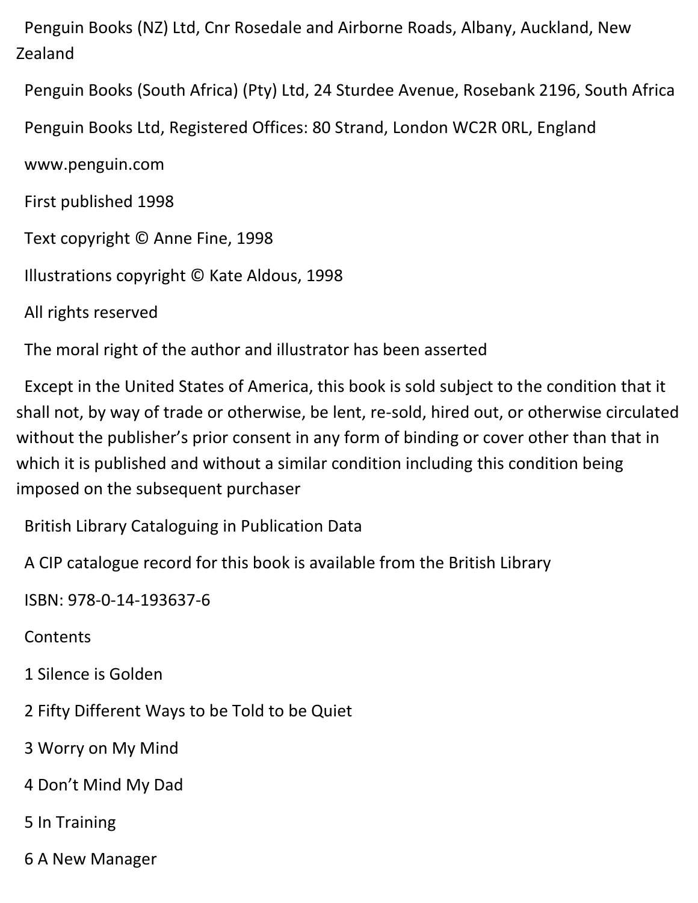Penguin Books (NZ) Ltd, Cnr Rosedale and Airborne Roads, Albany, Auckland, New Zealand

Penguin Books (South Africa) (Pty) Ltd, 24 Sturdee Avenue, Rosebank 2196, South Africa

Penguin Books Ltd, Registered Offices: 80 Strand, London WC2R 0RL, England

www.penguin.com

First published 1998

Text copyright © Anne Fine, 1998

Illustrations copyright © Kate Aldous, 1998

All rights reserved

The moral right of the author and illustrator has been asserted

Except in the United States of America, this book is sold subject to the condition that it shall not, by way of trade or otherwise, be lent, re-sold, hired out, or otherwise circulated without the publisher's prior consent in any form of binding or cover other than that in which it is published and without a similar condition including this condition being imposed on the subsequent purchaser

British Library Cataloguing in Publication Data

A CIP catalogue record for this book is available from the British Library

ISBN: 978-0-14-193637-6

Contents

1 Silence is Golden

2 Fifty Different Ways to be Told to be Quiet

3 Worry on My Mind

4 Don't Mind My Dad

5 In Training

6 A New Manager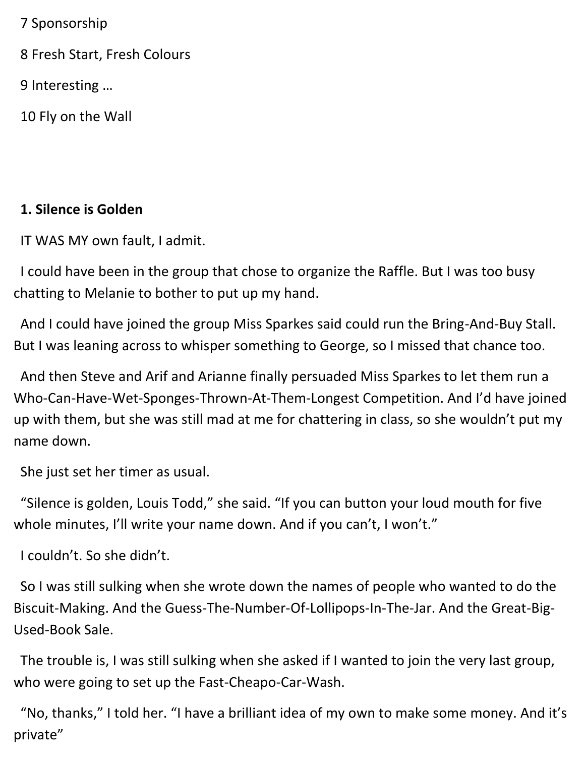7 Sponsorship

8 Fresh Start, Fresh Colours

9 Interesting …

10 Fly on the Wall

## 1. Silence is Golden

IT WAS MY own fault, I admit.

I could have been in the group that chose to organize the Raffle. But I was too busy chatting to Melanie to bother to put up my hand.

And I could have joined the group Miss Sparkes said could run the Bring-And-Buy Stall. But I was leaning across to whisper something to George, so I missed that chance too.

And then Steve and Arif and Arianne finally persuaded Miss Sparkes to let them run a Who-Can-Have-Wet-Sponges-Thrown-At-Them-Longest Competition. And I'd have joined up with them, but she was still mad at me for chattering in class, so she wouldn't put my name down.

She just set her timer as usual.

"Silence is golden, Louis Todd," she said. "If you can button your loud mouth for five whole minutes, I'll write your name down. And if you can't, I won't."

I couldn't. So she didn't.

So I was still sulking when she wrote down the names of people who wanted to do the Biscuit-Making. And the Guess-The-Number-Of-Lollipops-In-The-Jar. And the Great-Big-Used-Book Sale.

The trouble is, I was still sulking when she asked if I wanted to join the very last group, who were going to set up the Fast-Cheapo-Car-Wash.

"No, thanks," I told her. "I have a brilliant idea of my own to make some money. And it's private"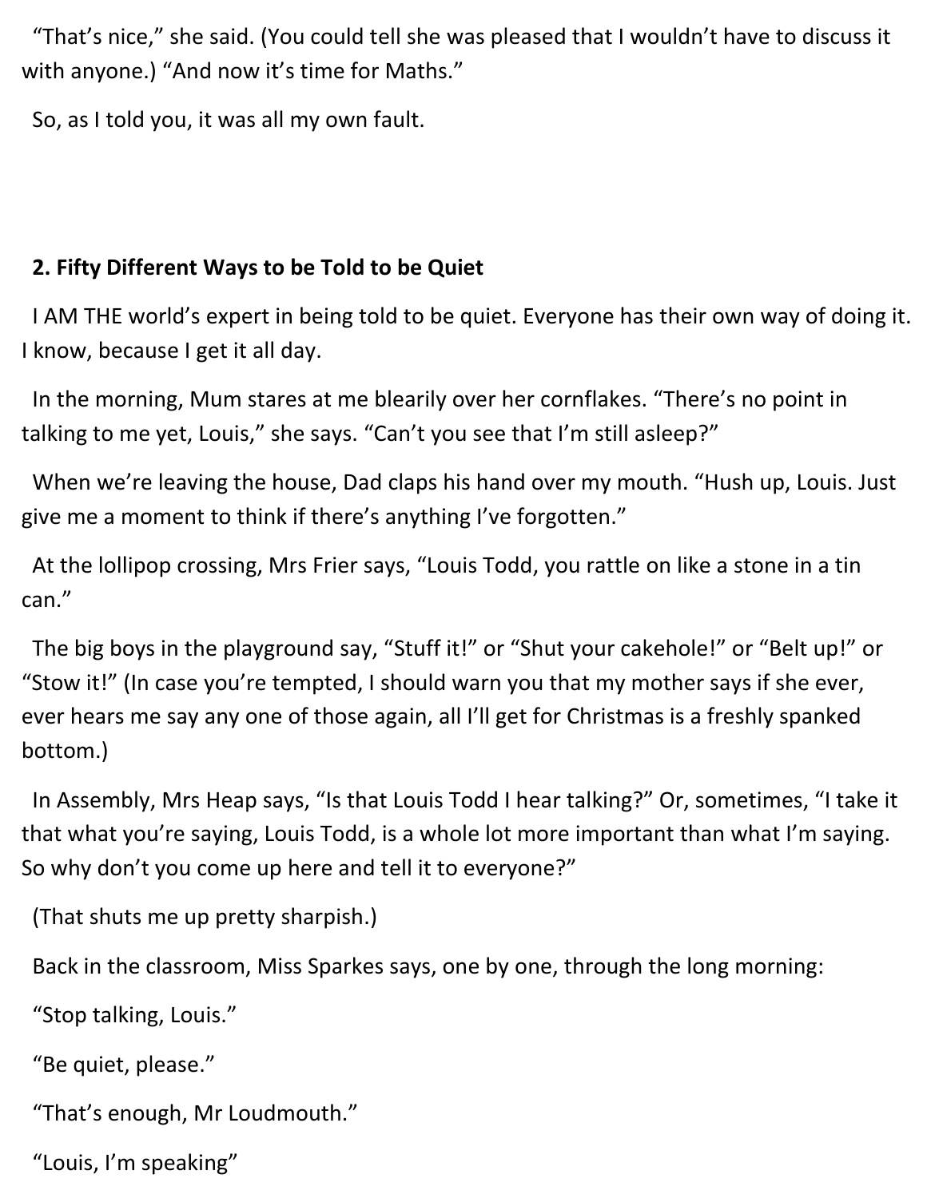"That's nice," she said. (You could tell she was pleased that I wouldn't have to discuss it with anyone.) "And now it's time for Maths."

So, as I told you, it was all my own fault.

## 2. Fifty Different Ways to be Told to be Quiet

I AM THE world's expert in being told to be quiet. Everyone has their own way of doing it. I know, because I get it all day.

In the morning, Mum stares at me blearily over her cornflakes. "There's no point in talking to me yet, Louis," she says. "Can't you see that I'm still asleep?"

When we're leaving the house, Dad claps his hand over my mouth. "Hush up, Louis. Just give me a moment to think if there's anything I've forgotten."

At the lollipop crossing, Mrs Frier says, "Louis Todd, you rattle on like a stone in a tin can."

The big boys in the playground say, "Stuff it!" or "Shut your cakehole!" or "Belt up!" or "Stow it!" (In case you're tempted, I should warn you that my mother says if she ever, ever hears me say any one of those again, all I'll get for Christmas is a freshly spanked bottom.)

In Assembly, Mrs Heap says, "Is that Louis Todd I hear talking?" Or, sometimes, "I take it that what you're saying, Louis Todd, is a whole lot more important than what I'm saying. So why don't you come up here and tell it to everyone?"

(That shuts me up pretty sharpish.)

Back in the classroom, Miss Sparkes says, one by one, through the long morning:

"Stop talking, Louis."

"Be quiet, please."

"That's enough, Mr Loudmouth."

"Louis, I'm speaking"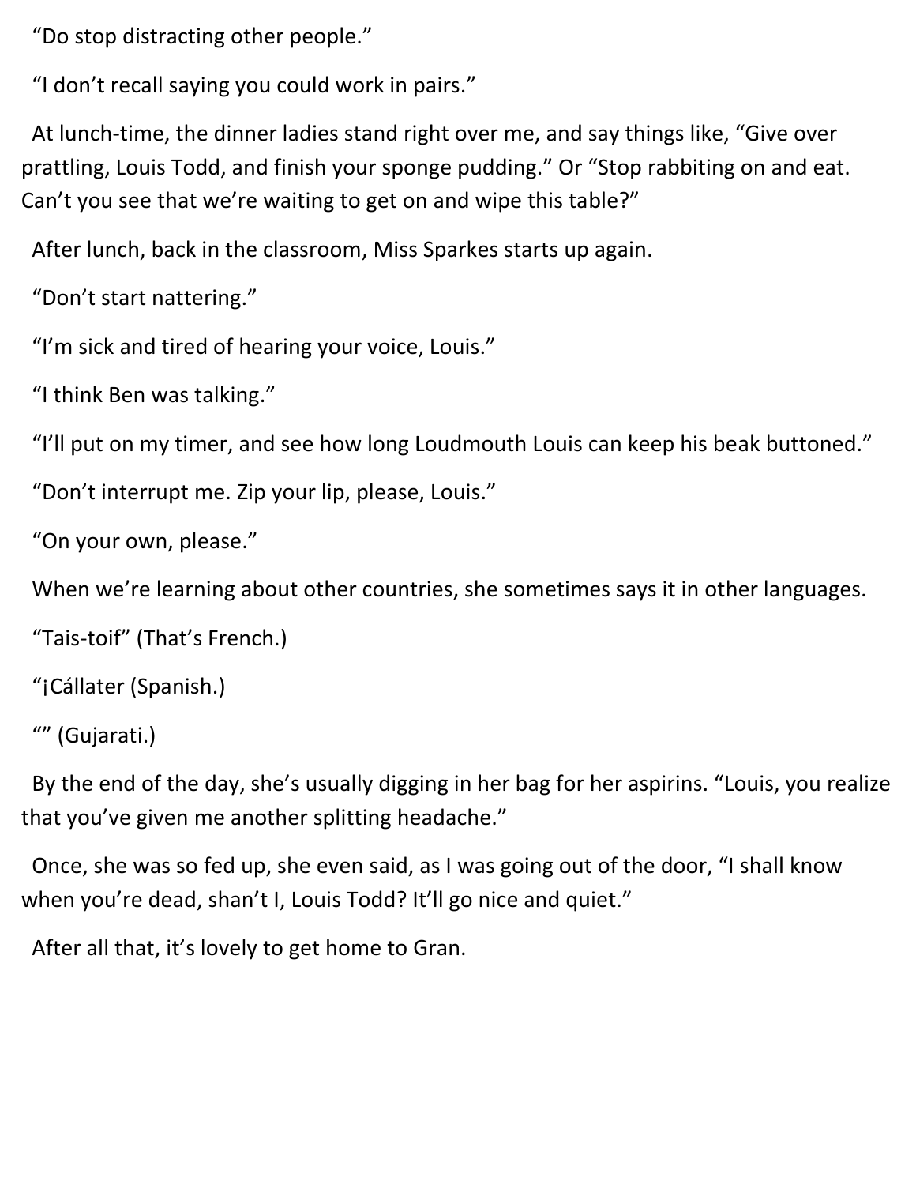"Do stop distracting other people."

"I don't recall saying you could work in pairs."

At lunch-time, the dinner ladies stand right over me, and say things like, "Give over prattling, Louis Todd, and finish your sponge pudding." Or "Stop rabbiting on and eat. Can't you see that we're waiting to get on and wipe this table?"

After lunch, back in the classroom, Miss Sparkes starts up again.

"Don't start nattering."

"I'm sick and tired of hearing your voice, Louis."

"I think Ben was talking."

"I'll put on my timer, and see how long Loudmouth Louis can keep his beak buttoned."

"Don't interrupt me. Zip your lip, please, Louis."

"On your own, please."

When we're learning about other countries, she sometimes says it in other languages.

"Tais-toif" (That's French.)

"¡Cállater (Spanish.)

"" (Gujarati.)

By the end of the day, she's usually digging in her bag for her aspirins. "Louis, you realize that you've given me another splitting headache."

Once, she was so fed up, she even said, as I was going out of the door, "I shall know when you're dead, shan't I, Louis Todd? It'll go nice and quiet."

After all that, it's lovely to get home to Gran.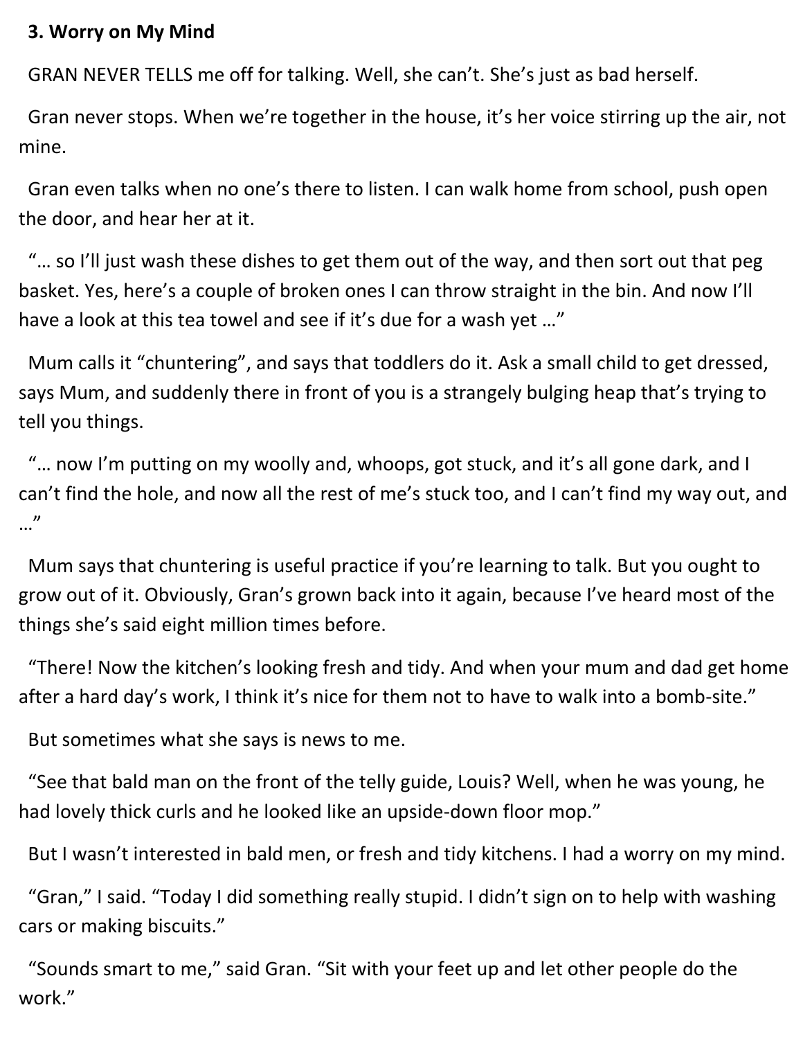### 3. Worry on My Mind

GRAN NEVER TELLS me off for talking. Well, she can't. She's just as bad herself.

Gran never stops. When we're together in the house, it's her voice stirring up the air, not mine.

Gran even talks when no one's there to listen. I can walk home from school, push open the door, and hear her at it.

"… so I'll just wash these dishes to get them out of the way, and then sort out that peg basket. Yes, here's a couple of broken ones I can throw straight in the bin. And now I'll have a look at this tea towel and see if it's due for a wash yet …"

Mum calls it "chuntering", and says that toddlers do it. Ask a small child to get dressed, says Mum, and suddenly there in front of you is a strangely bulging heap that's trying to tell you things.

"… now I'm putting on my woolly and, whoops, got stuck, and it's all gone dark, and I can't find the hole, and now all the rest of me's stuck too, and I can't find my way out, and …"

Mum says that chuntering is useful practice if you're learning to talk. But you ought to grow out of it. Obviously, Gran's grown back into it again, because I've heard most of the things she's said eight million times before.

"There! Now the kitchen's looking fresh and tidy. And when your mum and dad get home after a hard day's work, I think it's nice for them not to have to walk into a bomb-site."

But sometimes what she says is news to me.

"See that bald man on the front of the telly guide, Louis? Well, when he was young, he had lovely thick curls and he looked like an upside-down floor mop."

But I wasn't interested in bald men, or fresh and tidy kitchens. I had a worry on my mind.

"Gran," I said. "Today I did something really stupid. I didn't sign on to help with washing cars or making biscuits."

"Sounds smart to me," said Gran. "Sit with your feet up and let other people do the work."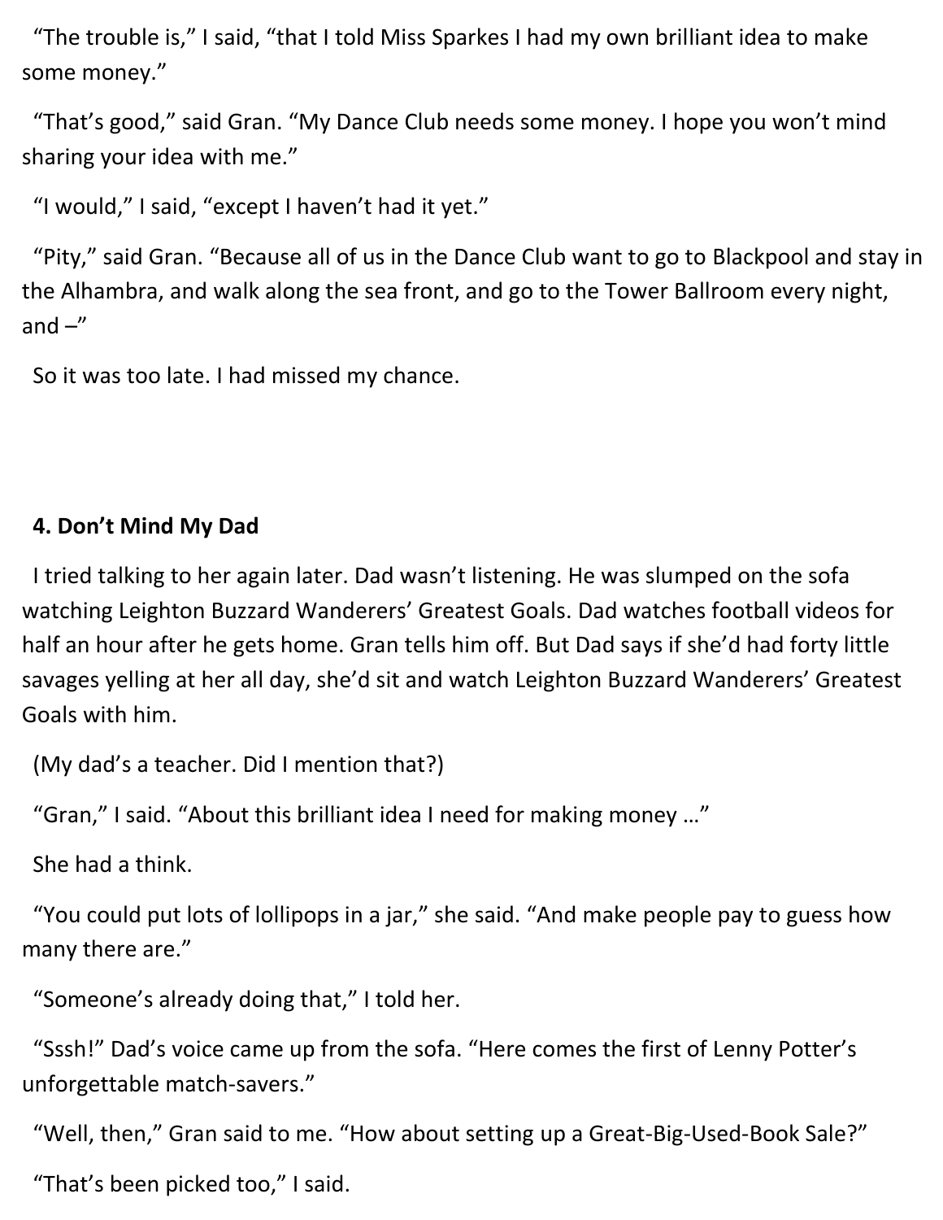"The trouble is," I said, "that I told Miss Sparkes I had my own brilliant idea to make some money."

"That's good," said Gran. "My Dance Club needs some money. I hope you won't mind sharing your idea with me."

"I would," I said, "except I haven't had it yet."

"Pity," said Gran. "Because all of us in the Dance Club want to go to Blackpool and stay in the Alhambra, and walk along the sea front, and go to the Tower Ballroom every night, and –"

So it was too late. I had missed my chance.

## 4. Don't Mind My Dad

I tried talking to her again later. Dad wasn't listening. He was slumped on the sofa watching Leighton Buzzard Wanderers' Greatest Goals. Dad watches football videos for half an hour after he gets home. Gran tells him off. But Dad says if she'd had forty little savages yelling at her all day, she'd sit and watch Leighton Buzzard Wanderers' Greatest Goals with him.

(My dad's a teacher. Did I mention that?)

"Gran," I said. "About this brilliant idea I need for making money …"

She had a think.

"You could put lots of lollipops in a jar," she said. "And make people pay to guess how many there are."

"Someone's already doing that," I told her.

"Sssh!" Dad's voice came up from the sofa. "Here comes the first of Lenny Potter's unforgettable match-savers."

"Well, then," Gran said to me. "How about setting up a Great-Big-Used-Book Sale?"

"That's been picked too," I said.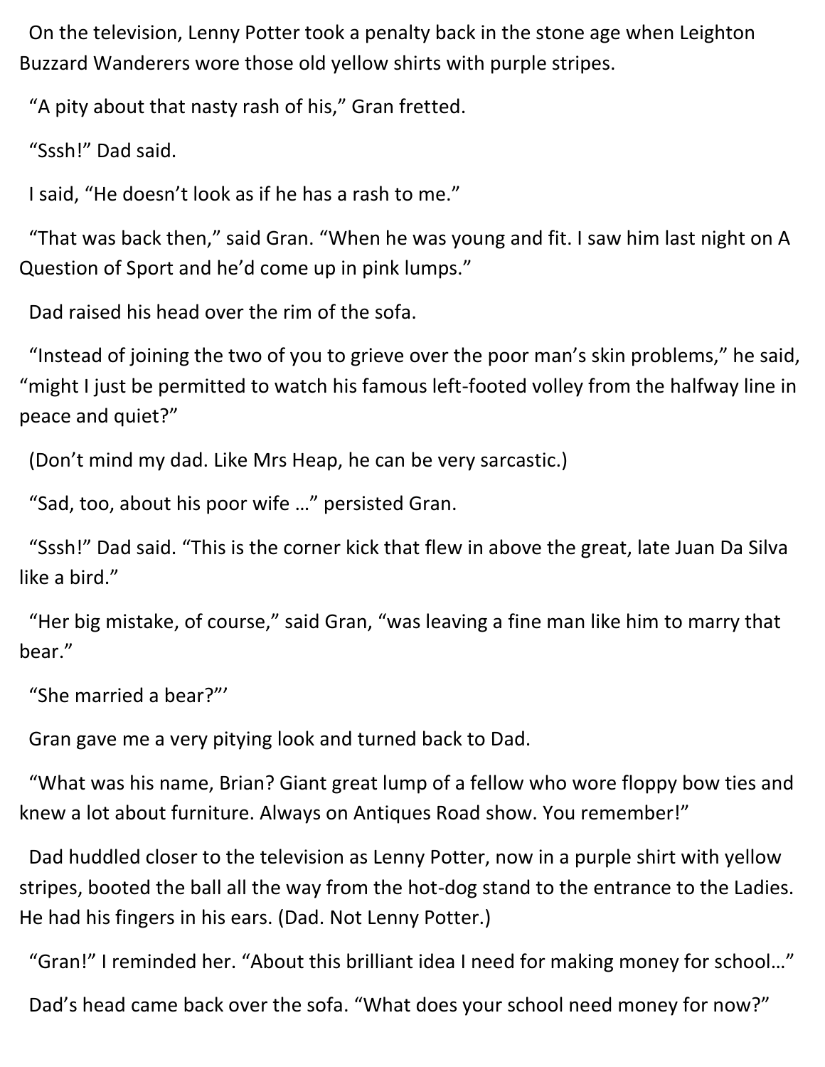On the television, Lenny Potter took a penalty back in the stone age when Leighton Buzzard Wanderers wore those old yellow shirts with purple stripes.

"A pity about that nasty rash of his," Gran fretted.

"Sssh!" Dad said.

I said, "He doesn't look as if he has a rash to me."

"That was back then," said Gran. "When he was young and fit. I saw him last night on A Question of Sport and he'd come up in pink lumps."

Dad raised his head over the rim of the sofa.

"Instead of joining the two of you to grieve over the poor man's skin problems," he said, "might I just be permitted to watch his famous left-footed volley from the halfway line in peace and quiet?"

(Don't mind my dad. Like Mrs Heap, he can be very sarcastic.)

"Sad, too, about his poor wife …" persisted Gran.

"Sssh!" Dad said. "This is the corner kick that flew in above the great, late Juan Da Silva like a bird."

"Her big mistake, of course," said Gran, "was leaving a fine man like him to marry that bear."

"She married a bear?"'

Gran gave me a very pitying look and turned back to Dad.

"What was his name, Brian? Giant great lump of a fellow who wore floppy bow ties and knew a lot about furniture. Always on Antiques Road show. You remember!"

Dad huddled closer to the television as Lenny Potter, now in a purple shirt with yellow stripes, booted the ball all the way from the hot-dog stand to the entrance to the Ladies. He had his fingers in his ears. (Dad. Not Lenny Potter.)

"Gran!" I reminded her. "About this brilliant idea I need for making money for school…"

Dad's head came back over the sofa. "What does your school need money for now?"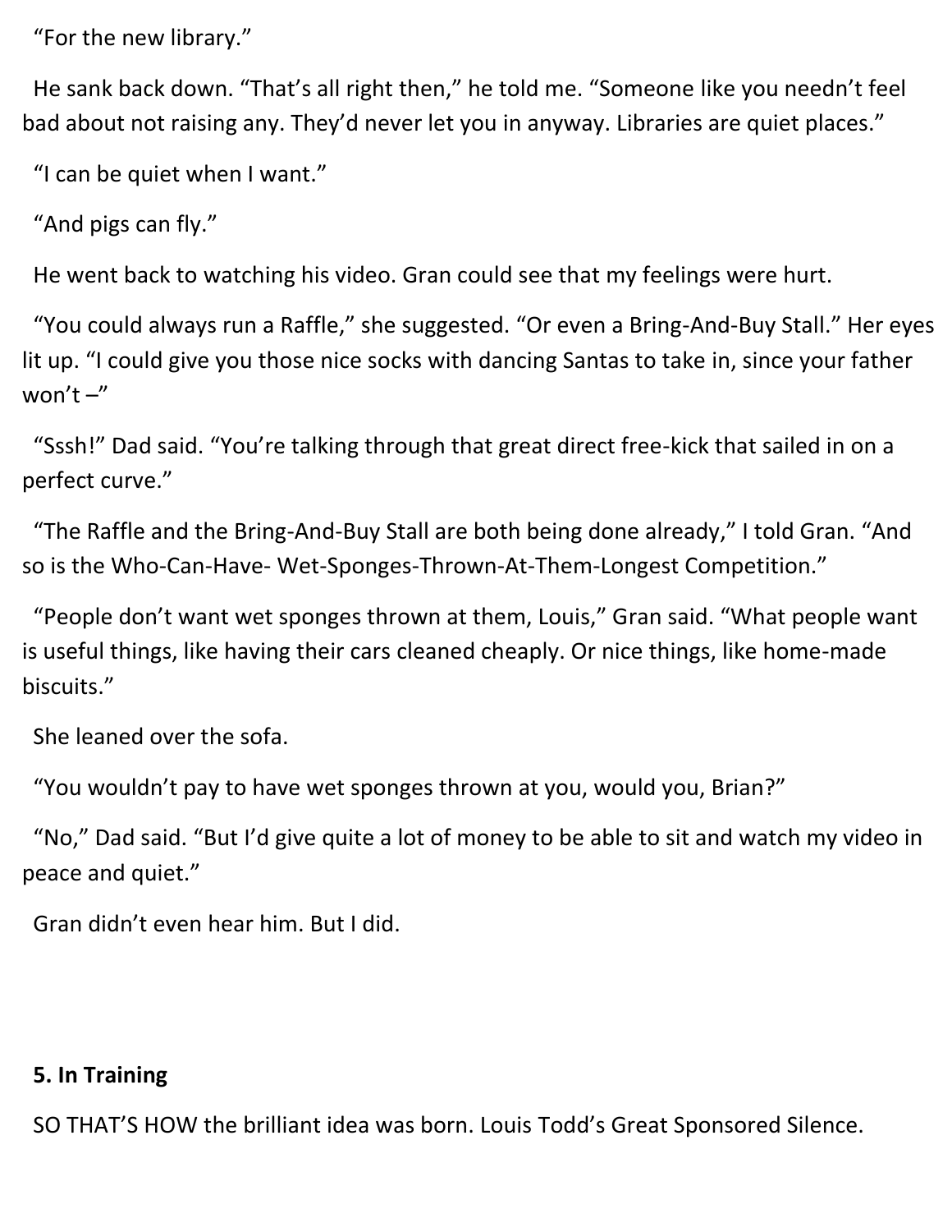"For the new library."

He sank back down. "That's all right then," he told me. "Someone like you needn't feel bad about not raising any. They'd never let you in anyway. Libraries are quiet places."

"I can be quiet when I want."

"And pigs can fly."

He went back to watching his video. Gran could see that my feelings were hurt.

"You could always run a Raffle," she suggested. "Or even a Bring-And-Buy Stall." Her eyes lit up. "I could give you those nice socks with dancing Santas to take in, since your father won't –"

"Sssh!" Dad said. "You're talking through that great direct free-kick that sailed in on a perfect curve."

"The Raffle and the Bring-And-Buy Stall are both being done already," I told Gran. "And so is the Who-Can-Have- Wet-Sponges-Thrown-At-Them-Longest Competition."

"People don't want wet sponges thrown at them, Louis," Gran said. "What people want is useful things, like having their cars cleaned cheaply. Or nice things, like home-made biscuits."

She leaned over the sofa.

"You wouldn't pay to have wet sponges thrown at you, would you, Brian?"

"No," Dad said. "But I'd give quite a lot of money to be able to sit and watch my video in peace and quiet."

Gran didn't even hear him. But I did.

## 5. In Training

SO THAT'S HOW the brilliant idea was born. Louis Todd's Great Sponsored Silence.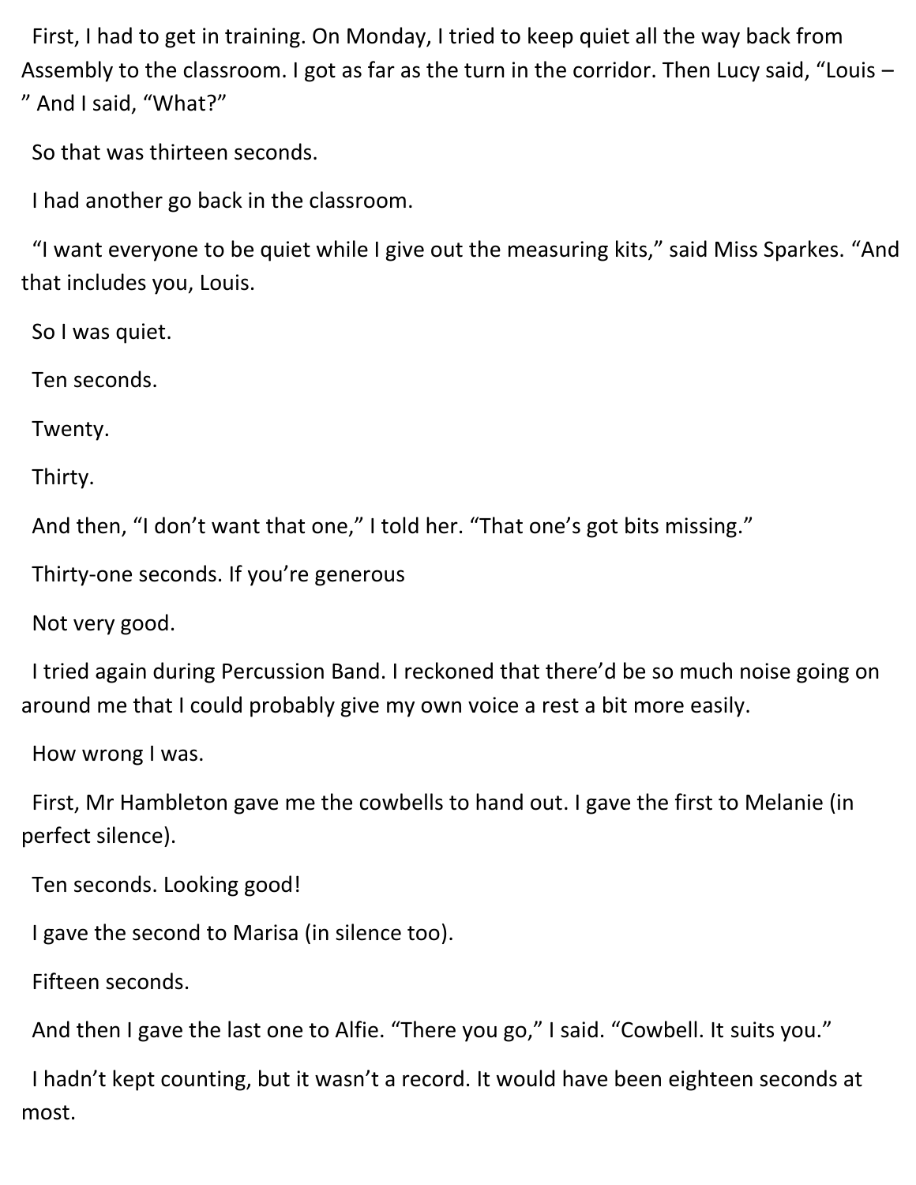First, I had to get in training. On Monday, I tried to keep quiet all the way back from Assembly to the classroom. I got as far as the turn in the corridor. Then Lucy said, "Louis – " And I said, "What?"

So that was thirteen seconds.

I had another go back in the classroom.

"I want everyone to be quiet while I give out the measuring kits," said Miss Sparkes. "And that includes you, Louis.

So I was quiet.

Ten seconds.

Twenty.

Thirty.

And then, "I don't want that one," I told her. "That one's got bits missing."

Thirty-one seconds. If you're generous

Not very good.

I tried again during Percussion Band. I reckoned that there'd be so much noise going on around me that I could probably give my own voice a rest a bit more easily.

How wrong I was.

First, Mr Hambleton gave me the cowbells to hand out. I gave the first to Melanie (in perfect silence).

Ten seconds. Looking good!

I gave the second to Marisa (in silence too).

Fifteen seconds.

And then I gave the last one to Alfie. "There you go," I said. "Cowbell. It suits you."

I hadn't kept counting, but it wasn't a record. It would have been eighteen seconds at most.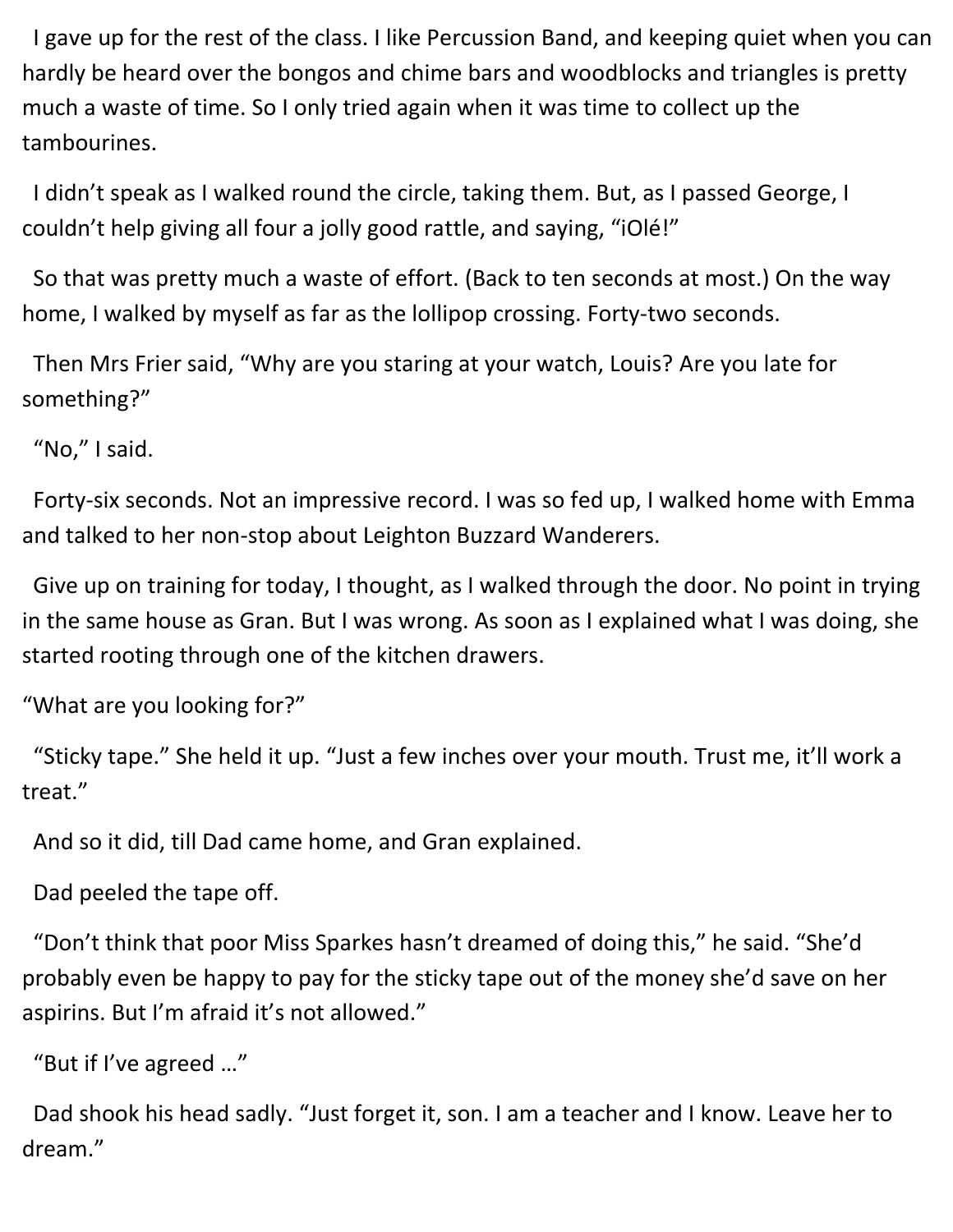I gave up for the rest of the class. I like Percussion Band, and keeping quiet when you can hardly be heard over the bongos and chime bars and woodblocks and triangles is pretty much a waste of time. So I only tried again when it was time to collect up the tambourines.

I didn't speak as I walked round the circle, taking them. But, as I passed George, I couldn't help giving all four a jolly good rattle, and saying, "¡Olé!"

So that was pretty much a waste of effort. (Back to ten seconds at most.) On the way home, I walked by myself as far as the lollipop crossing. Forty-two seconds.

Then Mrs Frier said, "Why are you staring at your watch, Louis? Are you late for something?"

"No," I said.

Forty-six seconds. Not an impressive record. I was so fed up, I walked home with Emma and talked to her non-stop about Leighton Buzzard Wanderers.

Give up on training for today, I thought, as I walked through the door. No point in trying in the same house as Gran. But I was wrong. As soon as I explained what I was doing, she started rooting through one of the kitchen drawers.

"What are you looking for?"

"Sticky tape." She held it up. "Just a few inches over your mouth. Trust me, it'll work a treat."

And so it did, till Dad came home, and Gran explained.

Dad peeled the tape off.

"Don't think that poor Miss Sparkes hasn't dreamed of doing this," he said. "She'd probably even be happy to pay for the sticky tape out of the money she'd save on her aspirins. But I'm afraid it's not allowed."

"But if I've agreed …"

Dad shook his head sadly. "Just forget it, son. I am a teacher and I know. Leave her to dream."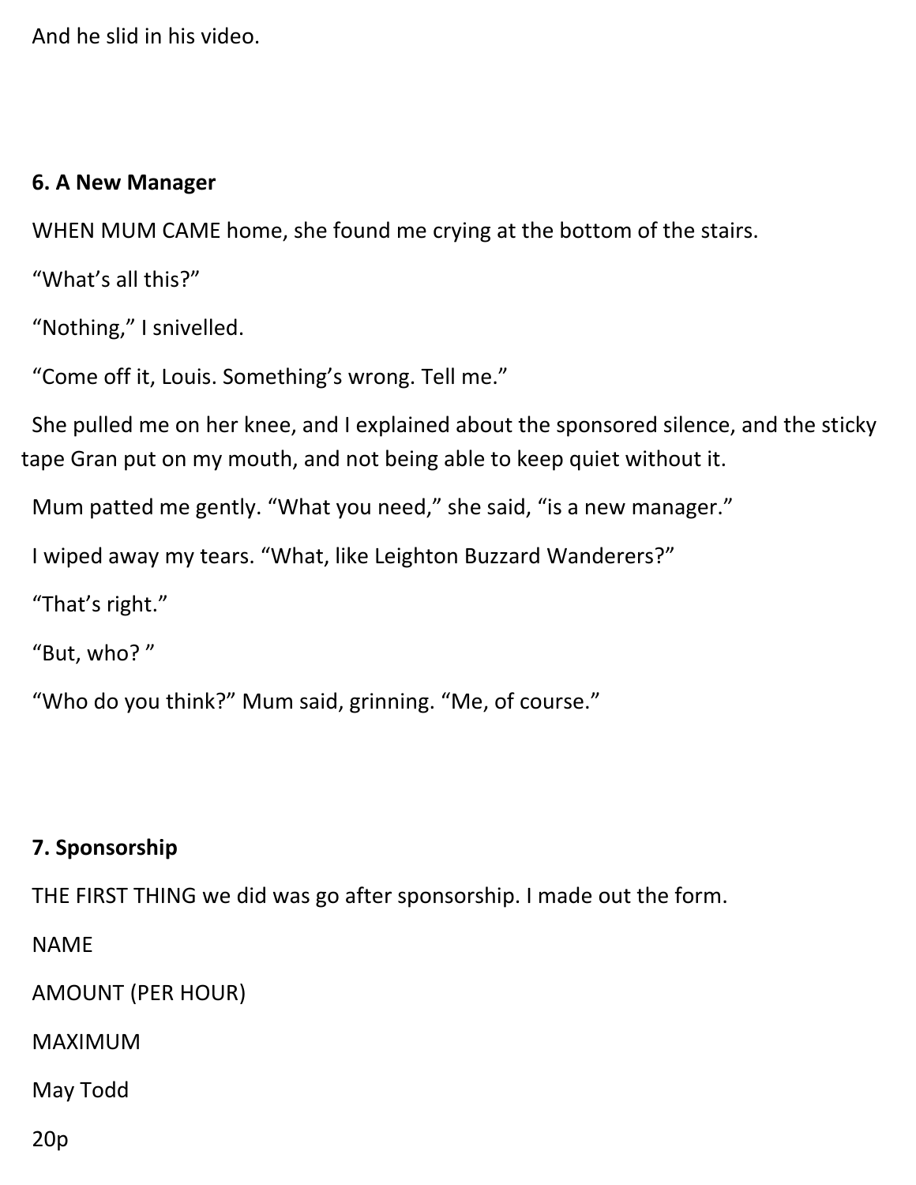And he slid in his video.

## 6. A New Manager

WHEN MUM CAME home, she found me crying at the bottom of the stairs.

"What's all this?"

"Nothing," I snivelled.

"Come off it, Louis. Something's wrong. Tell me."

She pulled me on her knee, and I explained about the sponsored silence, and the sticky tape Gran put on my mouth, and not being able to keep quiet without it.

Mum patted me gently. "What you need," she said, "is a new manager."

I wiped away my tears. "What, like Leighton Buzzard Wanderers?"

"That's right."

"But, who? "

"Who do you think?" Mum said, grinning. "Me, of course."

## 7. Sponsorship

THE FIRST THING we did was go after sponsorship. I made out the form.

NAME

AMOUNT (PER HOUR)

MAXIMUM

May Todd

20p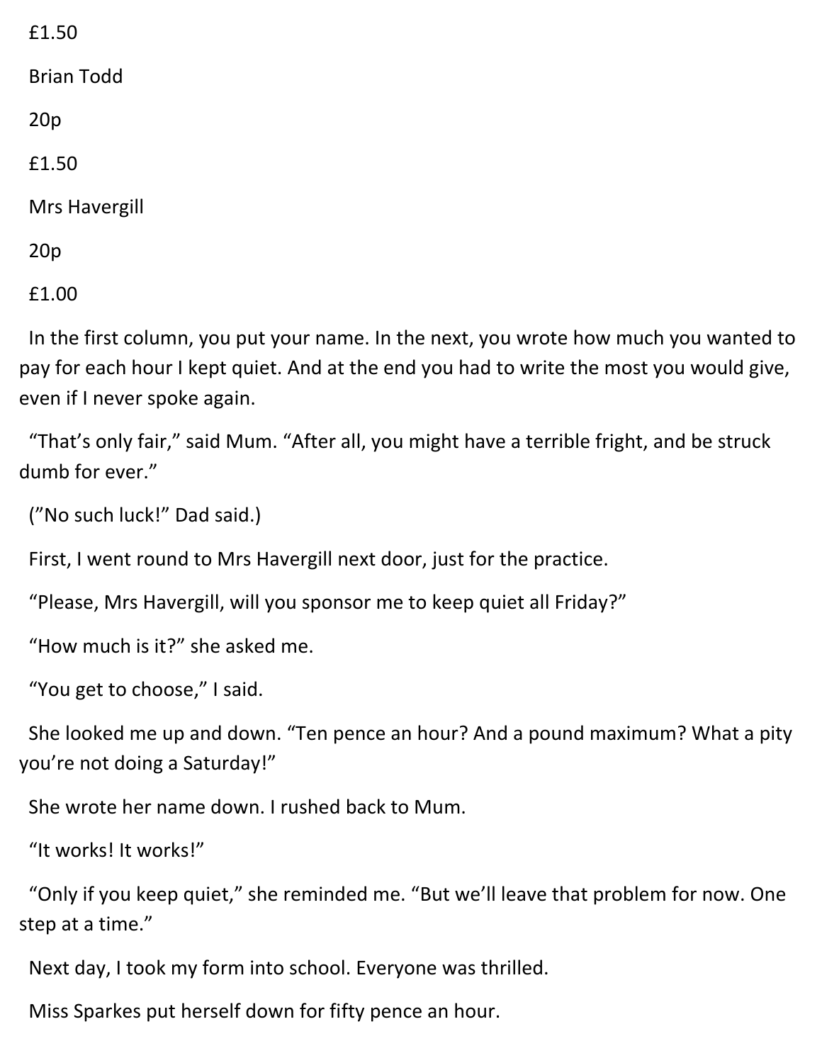£1.50

Brian Todd

20p

£1.50

Mrs Havergill

20p

£1.00

In the first column, you put your name. In the next, you wrote how much you wanted to pay for each hour I kept quiet. And at the end you had to write the most you would give, even if I never spoke again.

"That's only fair," said Mum. "After all, you might have a terrible fright, and be struck dumb for ever."

("No such luck!" Dad said.)

First, I went round to Mrs Havergill next door, just for the practice.

"Please, Mrs Havergill, will you sponsor me to keep quiet all Friday?"

"How much is it?" she asked me.

"You get to choose," I said.

She looked me up and down. "Ten pence an hour? And a pound maximum? What a pity you're not doing a Saturday!"

She wrote her name down. I rushed back to Mum.

"It works! It works!"

"Only if you keep quiet," she reminded me. "But we'll leave that problem for now. One step at a time."

Next day, I took my form into school. Everyone was thrilled.

Miss Sparkes put herself down for fifty pence an hour.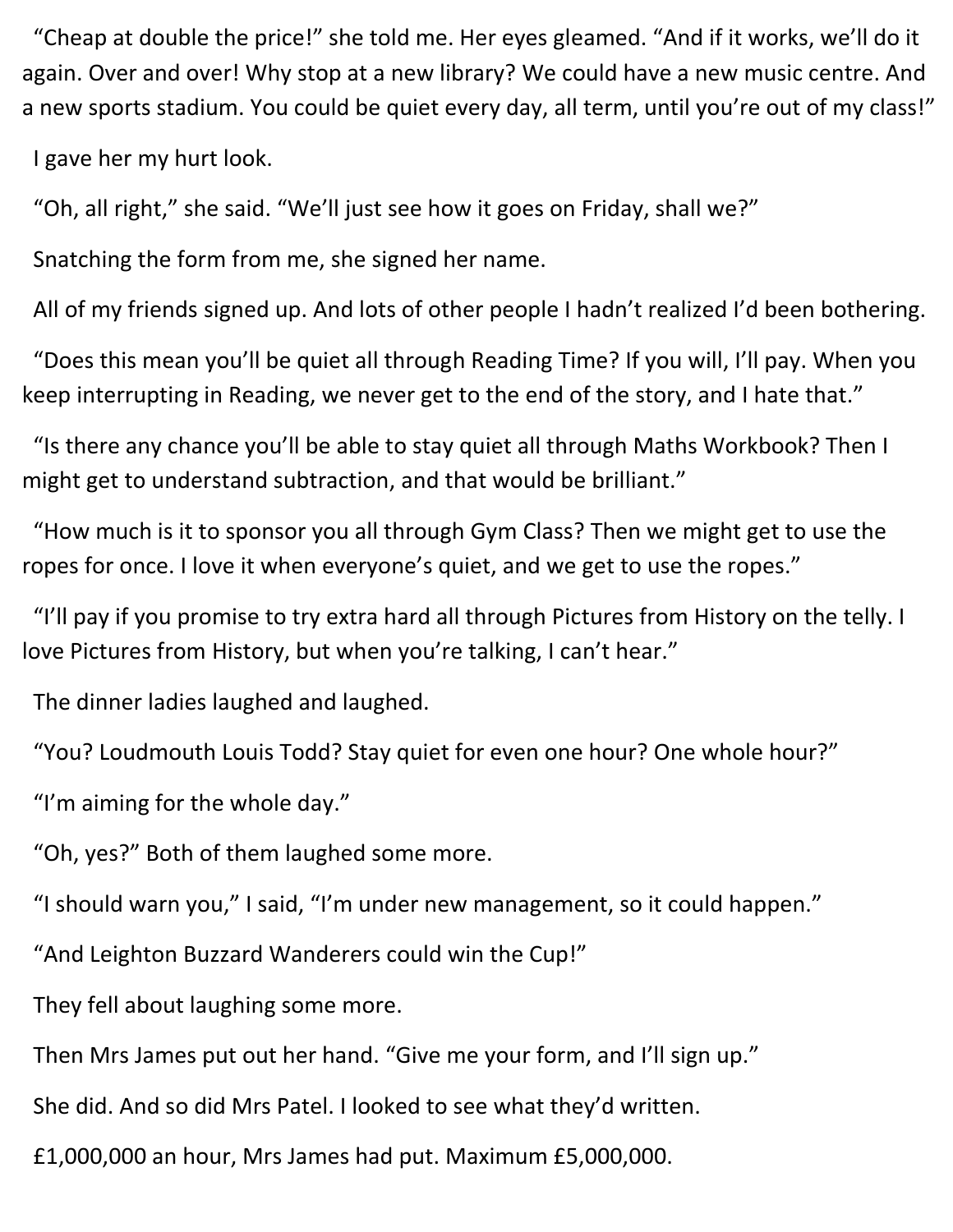"Cheap at double the price!" she told me. Her eyes gleamed. "And if it works, we'll do it again. Over and over! Why stop at a new library? We could have a new music centre. And a new sports stadium. You could be quiet every day, all term, until you're out of my class!"

I gave her my hurt look.

"Oh, all right," she said. "We'll just see how it goes on Friday, shall we?"

Snatching the form from me, she signed her name.

All of my friends signed up. And lots of other people I hadn't realized I'd been bothering.

"Does this mean you'll be quiet all through Reading Time? If you will, I'll pay. When you keep interrupting in Reading, we never get to the end of the story, and I hate that."

"Is there any chance you'll be able to stay quiet all through Maths Workbook? Then I might get to understand subtraction, and that would be brilliant."

"How much is it to sponsor you all through Gym Class? Then we might get to use the ropes for once. I love it when everyone's quiet, and we get to use the ropes."

"I'll pay if you promise to try extra hard all through Pictures from History on the telly. I love Pictures from History, but when you're talking, I can't hear."

The dinner ladies laughed and laughed.

"You? Loudmouth Louis Todd? Stay quiet for even one hour? One whole hour?"

"I'm aiming for the whole day."

"Oh, yes?" Both of them laughed some more.

"I should warn you," I said, "I'm under new management, so it could happen."

"And Leighton Buzzard Wanderers could win the Cup!"

They fell about laughing some more.

Then Mrs James put out her hand. "Give me your form, and I'll sign up."

She did. And so did Mrs Patel. I looked to see what they'd written.

£1,000,000 an hour, Mrs James had put. Maximum £5,000,000.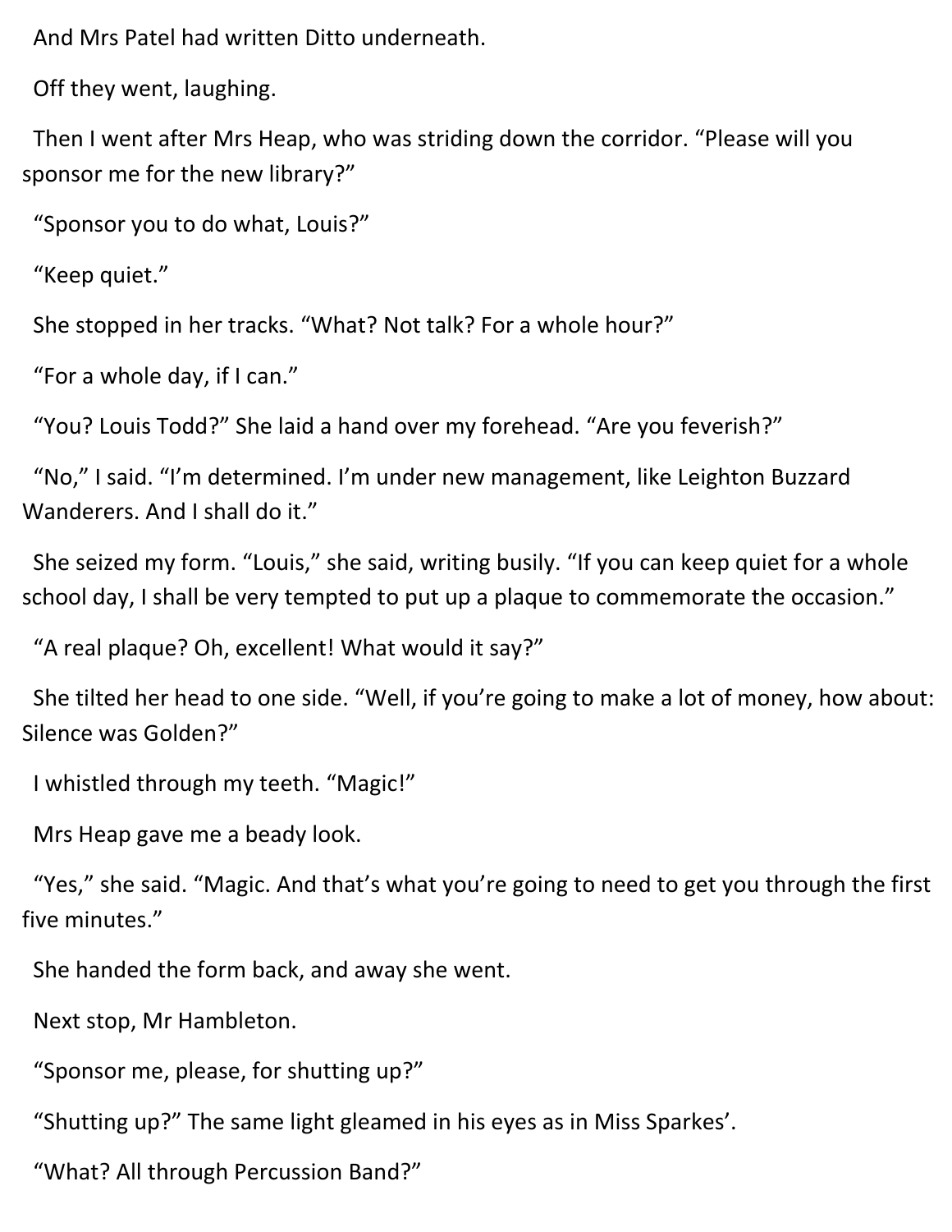And Mrs Patel had written Ditto underneath.

Off they went, laughing.

Then I went after Mrs Heap, who was striding down the corridor. "Please will you sponsor me for the new library?"

"Sponsor you to do what, Louis?"

"Keep quiet."

She stopped in her tracks. "What? Not talk? For a whole hour?"

"For a whole day, if I can."

"You? Louis Todd?" She laid a hand over my forehead. "Are you feverish?"

"No," I said. "I'm determined. I'm under new management, like Leighton Buzzard Wanderers. And I shall do it."

She seized my form. "Louis," she said, writing busily. "If you can keep quiet for a whole school day, I shall be very tempted to put up a plaque to commemorate the occasion."

"A real plaque? Oh, excellent! What would it say?"

She tilted her head to one side. "Well, if you're going to make a lot of money, how about: Silence was Golden?"

I whistled through my teeth. "Magic!"

Mrs Heap gave me a beady look.

"Yes," she said. "Magic. And that's what you're going to need to get you through the first five minutes."

She handed the form back, and away she went.

Next stop, Mr Hambleton.

"Sponsor me, please, for shutting up?"

"Shutting up?" The same light gleamed in his eyes as in Miss Sparkes'.

"What? All through Percussion Band?"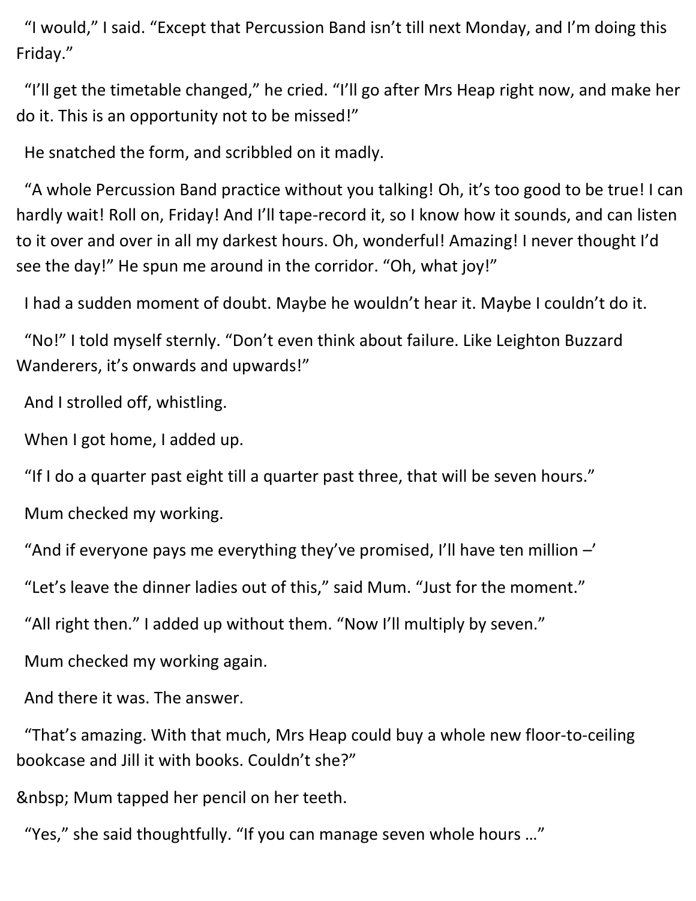"I would," I said. "Except that Percussion Band isn't till next Monday, and I'm doing this Friday."

"I'll get the timetable changed," he cried. "I'll go after Mrs Heap right now, and make her do it. This is an opportunity not to be missed!"

He snatched the form, and scribbled on it madly.

"A whole Percussion Band practice without you talking! Oh, it's too good to be true! I can hardly wait! Roll on, Friday! And I'll tape-record it, so I know how it sounds, and can listen to it over and over in all my darkest hours. Oh, wonderful! Amazing! I never thought I'd see the day!" He spun me around in the corridor. "Oh, what joy!"

I had a sudden moment of doubt. Maybe he wouldn't hear it. Maybe I couldn't do it.

"No!" I told myself sternly. "Don't even think about failure. Like Leighton Buzzard Wanderers, it's onwards and upwards!"

And I strolled off, whistling.

When I got home, I added up.

"If I do a quarter past eight till a quarter past three, that will be seven hours."

Mum checked my working.

"And if everyone pays me everything they've promised, I'll have ten million –'

"Let's leave the dinner ladies out of this," said Mum. "Just for the moment."

"All right then." I added up without them. "Now I'll multiply by seven."

Mum checked my working again.

And there it was. The answer.

"That's amazing. With that much, Mrs Heap could buy a whole new floor-to-ceiling bookcase and Jill it with books. Couldn't she?"

&nbsp; Mum tapped her pencil on her teeth.

"Yes," she said thoughtfully. "If you can manage seven whole hours …"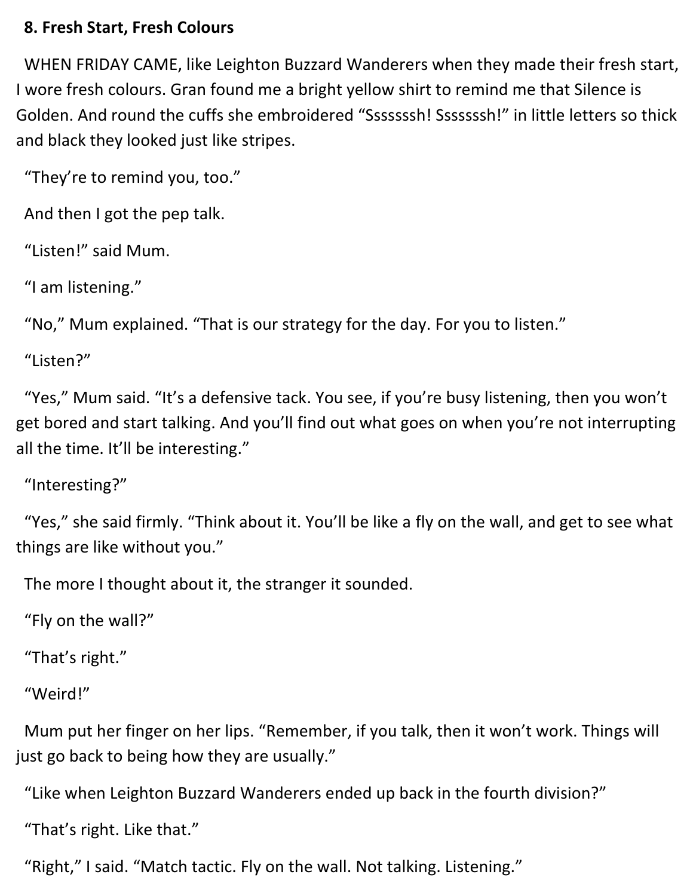**8. Fresh Start, Fresh Colours**

WHEN FRIDAY CAME, like Leighton Buzzard Wanderers when they made their fresh start, I wore fresh colours. Gran found me a bright yellow shirt to remind me that Silence is Golden. And round the cuffs she embroidered “Sssssssh! Sssssssh!” in little letters so thick and black they looked just like stripes.

“They’re to remind you, too.”

And then I got the pep talk.

“Listen!” said Mum.

“I am listening.”

“No,” Mum explained. “That is our strategy for the day. For you to listen.”

“Listen?”

“Yes,” Mum said. “It’s a defensive tack. You see, if you’re busy listening, then you won’t get bored and start talking. And you’ll find out what goes on when you’re not interrupting all the time. It’ll be interesting.”

“Interesting?”

“Yes,” she said firmly. “Think about it. You’ll be like a fly on the wall, and get to see what things are like without you.”

The more I thought about it, the stranger it sounded.

“Fly on the wall?”

“That’s right.”

“Weird!”

Mum put her finger on her lips. “Remember, if you talk, then it won’t work. Things will just go back to being how they are usually.”

“Like when Leighton Buzzard Wanderers ended up back in the fourth division?”

“That’s right. Like that.”

“Right,” I said. “Match tactic. Fly on the wall. Not talking. Listening.”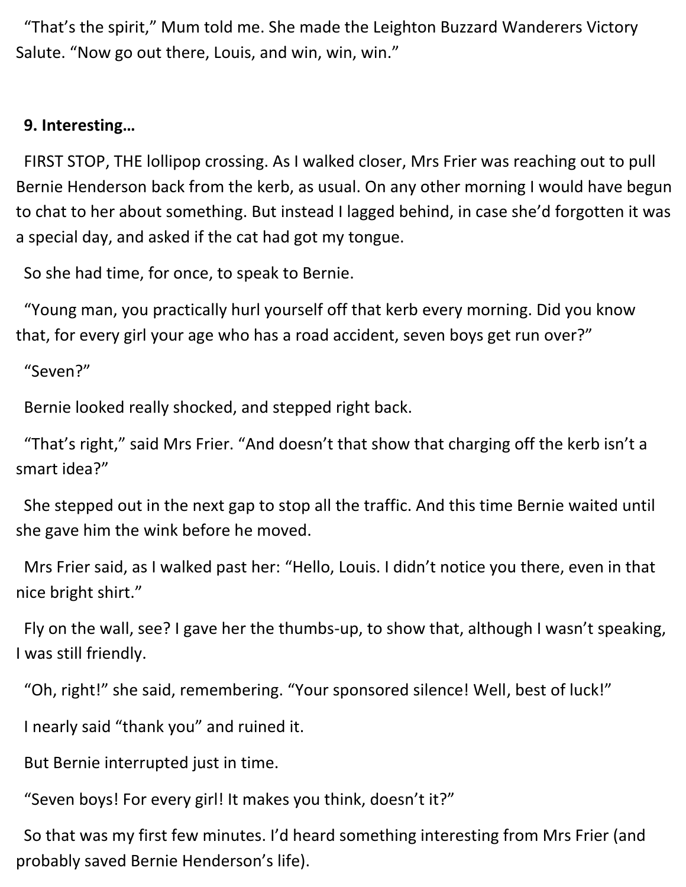"That's the spirit," Mum told me. She made the Leighton Buzzard Wanderers Victory Salute. "Now go out there, Louis, and win, win, win."

## 9. Interesting…

FIRST STOP, THE lollipop crossing. As I walked closer, Mrs Frier was reaching out to pull Bernie Henderson back from the kerb, as usual. On any other morning I would have begun to chat to her about something. But instead I lagged behind, in case she'd forgotten it was a special day, and asked if the cat had got my tongue.

So she had time, for once, to speak to Bernie.

"Young man, you practically hurl yourself off that kerb every morning. Did you know that, for every girl your age who has a road accident, seven boys get run over?"

"Seven?"

Bernie looked really shocked, and stepped right back.

"That's right," said Mrs Frier. "And doesn't that show that charging off the kerb isn't a smart idea?"

She stepped out in the next gap to stop all the traffic. And this time Bernie waited until she gave him the wink before he moved.

Mrs Frier said, as I walked past her: "Hello, Louis. I didn't notice you there, even in that nice bright shirt."

Fly on the wall, see? I gave her the thumbs-up, to show that, although I wasn't speaking, I was still friendly.

"Oh, right!" she said, remembering. "Your sponsored silence! Well, best of luck!"

I nearly said "thank you" and ruined it.

But Bernie interrupted just in time.

"Seven boys! For every girl! It makes you think, doesn't it?"

So that was my first few minutes. I'd heard something interesting from Mrs Frier (and probably saved Bernie Henderson's life).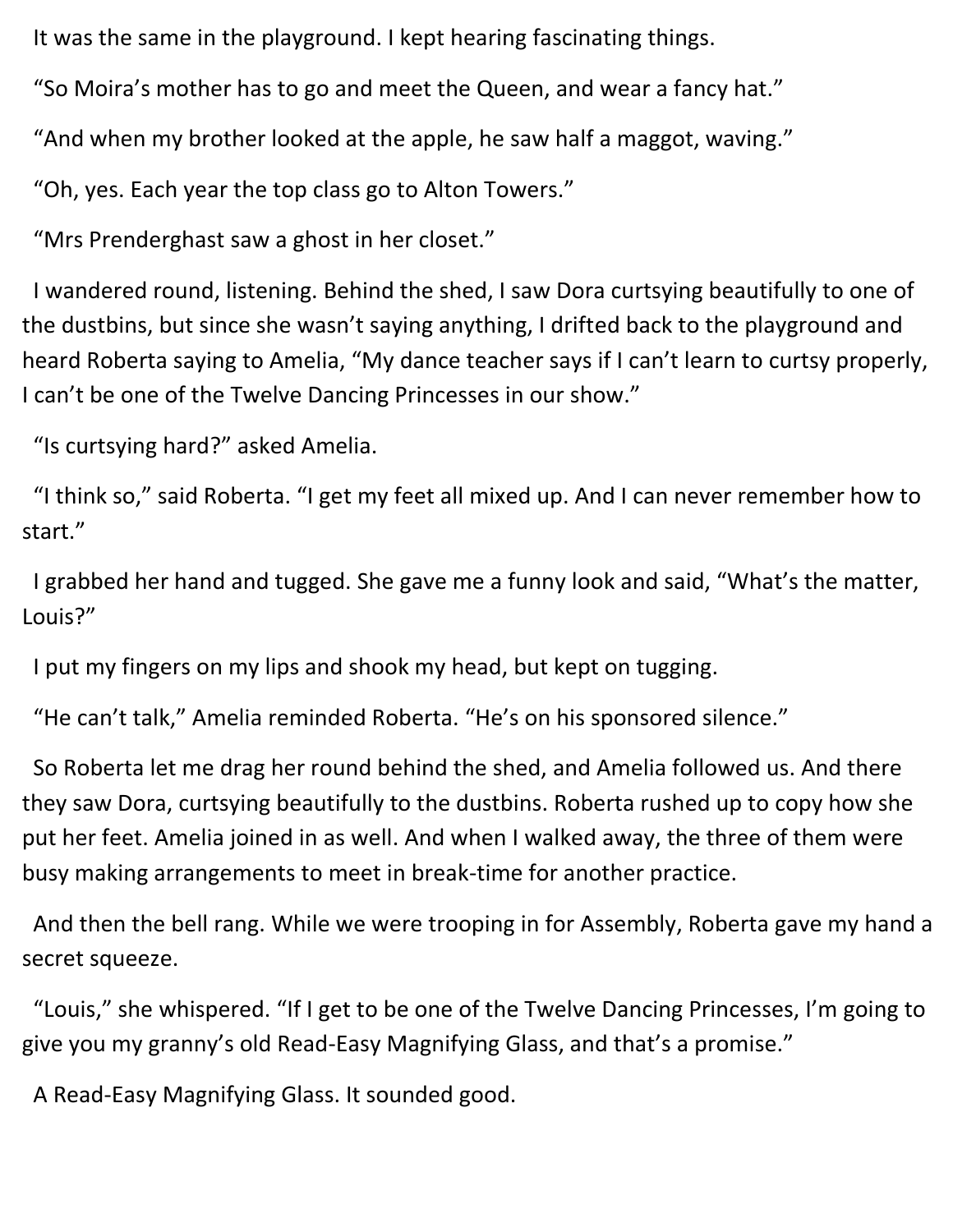It was the same in the playground. I kept hearing fascinating things.

"So Moira's mother has to go and meet the Queen, and wear a fancy hat."

"And when my brother looked at the apple, he saw half a maggot, waving."

"Oh, yes. Each year the top class go to Alton Towers."

"Mrs Prenderghast saw a ghost in her closet."

I wandered round, listening. Behind the shed, I saw Dora curtsying beautifully to one of the dustbins, but since she wasn't saying anything, I drifted back to the playground and heard Roberta saying to Amelia, "My dance teacher says if I can't learn to curtsy properly, I can't be one of the Twelve Dancing Princesses in our show."

"Is curtsying hard?" asked Amelia.

"I think so," said Roberta. "I get my feet all mixed up. And I can never remember how to start."

I grabbed her hand and tugged. She gave me a funny look and said, "What's the matter, Louis?"

I put my fingers on my lips and shook my head, but kept on tugging.

"He can't talk," Amelia reminded Roberta. "He's on his sponsored silence."

So Roberta let me drag her round behind the shed, and Amelia followed us. And there they saw Dora, curtsying beautifully to the dustbins. Roberta rushed up to copy how she put her feet. Amelia joined in as well. And when I walked away, the three of them were busy making arrangements to meet in break-time for another practice.

And then the bell rang. While we were trooping in for Assembly, Roberta gave my hand a secret squeeze.

"Louis," she whispered. "If I get to be one of the Twelve Dancing Princesses, I'm going to give you my granny's old Read-Easy Magnifying Glass, and that's a promise."

A Read-Easy Magnifying Glass. It sounded good.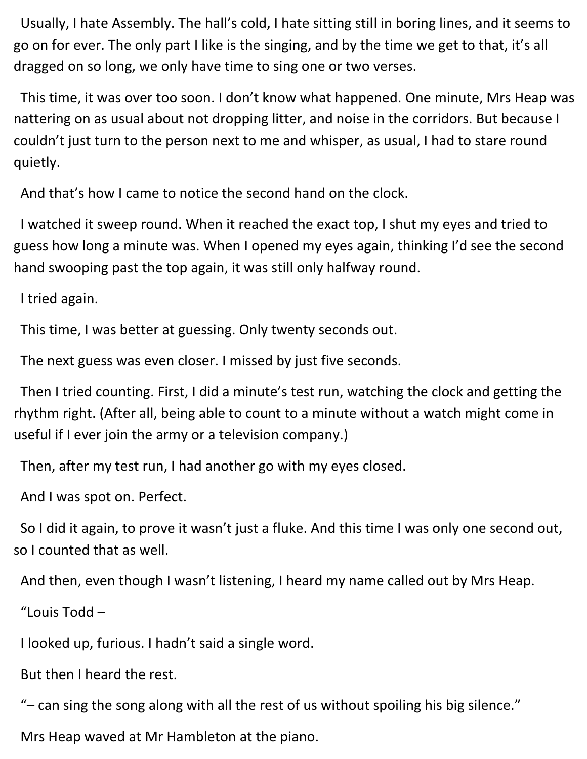Usually, I hate Assembly. The hall's cold, I hate sitting still in boring lines, and it seems to go on for ever. The only part I like is the singing, and by the time we get to that, it's all dragged on so long, we only have time to sing one or two verses.

This time, it was over too soon. I don't know what happened. One minute, Mrs Heap was nattering on as usual about not dropping litter, and noise in the corridors. But because I couldn't just turn to the person next to me and whisper, as usual, I had to stare round quietly.

And that's how I came to notice the second hand on the clock.

I watched it sweep round. When it reached the exact top, I shut my eyes and tried to guess how long a minute was. When I opened my eyes again, thinking I'd see the second hand swooping past the top again, it was still only halfway round.

I tried again.

This time, I was better at guessing. Only twenty seconds out.

The next guess was even closer. I missed by just five seconds.

Then I tried counting. First, I did a minute's test run, watching the clock and getting the rhythm right. (After all, being able to count to a minute without a watch might come in useful if I ever join the army or a television company.)

Then, after my test run, I had another go with my eyes closed.

And I was spot on. Perfect.

So I did it again, to prove it wasn't just a fluke. And this time I was only one second out, so I counted that as well.

And then, even though I wasn't listening, I heard my name called out by Mrs Heap.

"Louis Todd –

I looked up, furious. I hadn't said a single word.

But then I heard the rest.

"– can sing the song along with all the rest of us without spoiling his big silence."

Mrs Heap waved at Mr Hambleton at the piano.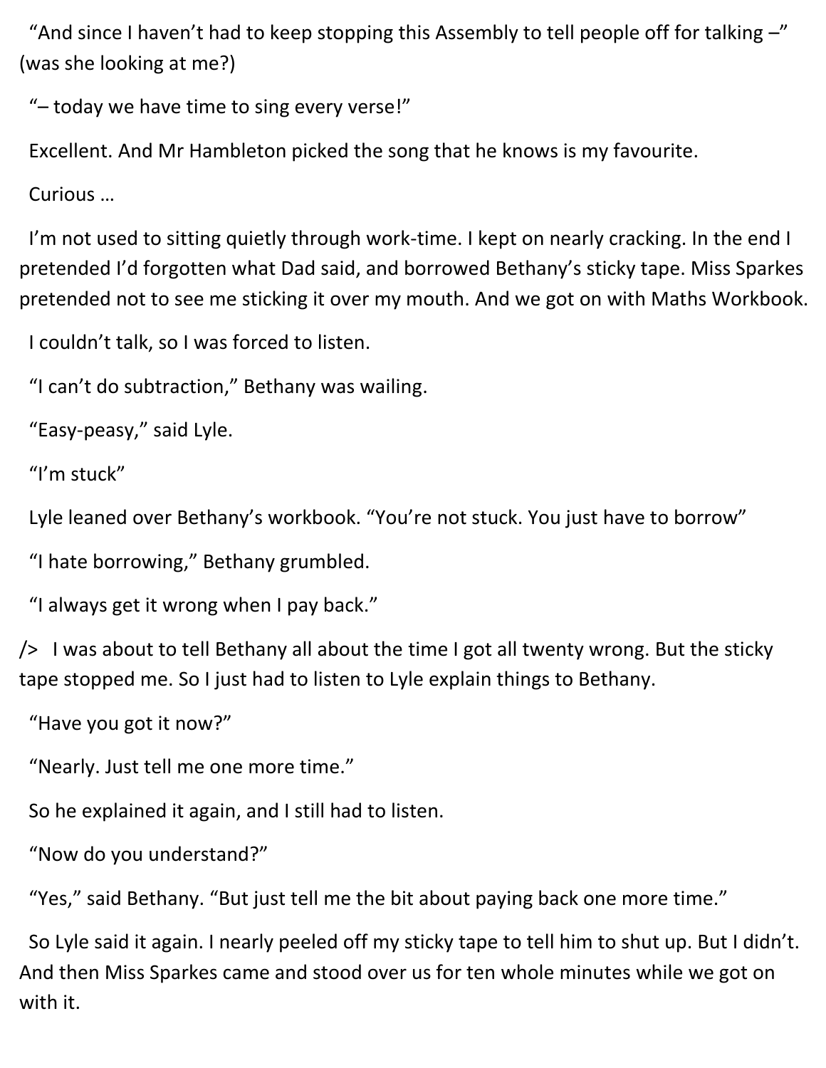"And since I haven't had to keep stopping this Assembly to tell people off for talking –" (was she looking at me?)

"– today we have time to sing every verse!"

Excellent. And Mr Hambleton picked the song that he knows is my favourite.

Curious …

I'm not used to sitting quietly through work-time. I kept on nearly cracking. In the end I pretended I'd forgotten what Dad said, and borrowed Bethany's sticky tape. Miss Sparkes pretended not to see me sticking it over my mouth. And we got on with Maths Workbook.

I couldn't talk, so I was forced to listen.

"I can't do subtraction," Bethany was wailing.

"Easy-peasy," said Lyle.

"I'm stuck"

Lyle leaned over Bethany's workbook. "You're not stuck. You just have to borrow"

"I hate borrowing," Bethany grumbled.

"I always get it wrong when I pay back."

/> I was about to tell Bethany all about the time I got all twenty wrong. But the sticky tape stopped me. So I just had to listen to Lyle explain things to Bethany.

"Have you got it now?"

"Nearly. Just tell me one more time."

So he explained it again, and I still had to listen.

"Now do you understand?"

"Yes," said Bethany. "But just tell me the bit about paying back one more time."

So Lyle said it again. I nearly peeled off my sticky tape to tell him to shut up. But I didn't. And then Miss Sparkes came and stood over us for ten whole minutes while we got on with it.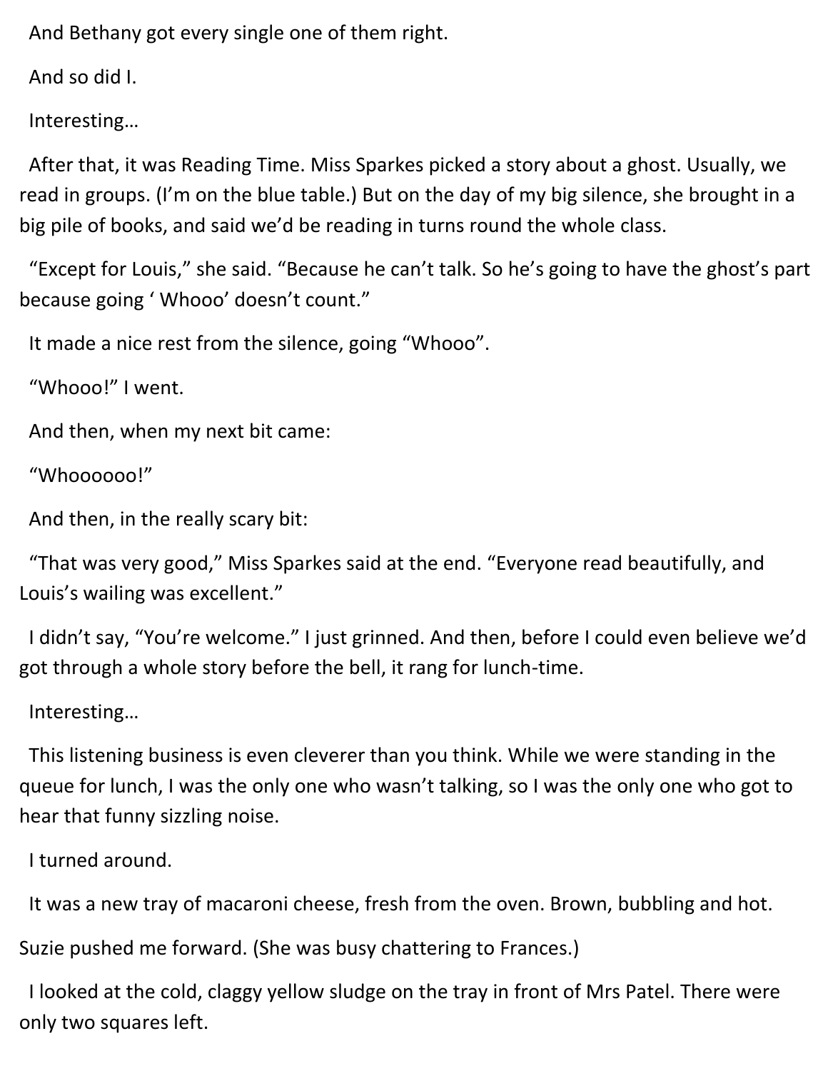And Bethany got every single one of them right.

And so did I.

Interesting…

After that, it was Reading Time. Miss Sparkes picked a story about a ghost. Usually, we read in groups. (I'm on the blue table.) But on the day of my big silence, she brought in a big pile of books, and said we'd be reading in turns round the whole class.

"Except for Louis," she said. "Because he can't talk. So he's going to have the ghost's part because going ' Whooo' doesn't count."

It made a nice rest from the silence, going "Whooo".

"Whooo!" I went.

And then, when my next bit came:

"Whoooooo!"

And then, in the really scary bit:

"That was very good," Miss Sparkes said at the end. "Everyone read beautifully, and Louis's wailing was excellent."

I didn't say, "You're welcome." I just grinned. And then, before I could even believe we'd got through a whole story before the bell, it rang for lunch-time.

Interesting…

This listening business is even cleverer than you think. While we were standing in the queue for lunch, I was the only one who wasn't talking, so I was the only one who got to hear that funny sizzling noise.

I turned around.

It was a new tray of macaroni cheese, fresh from the oven. Brown, bubbling and hot.

Suzie pushed me forward. (She was busy chattering to Frances.)

I looked at the cold, claggy yellow sludge on the tray in front of Mrs Patel. There were only two squares left.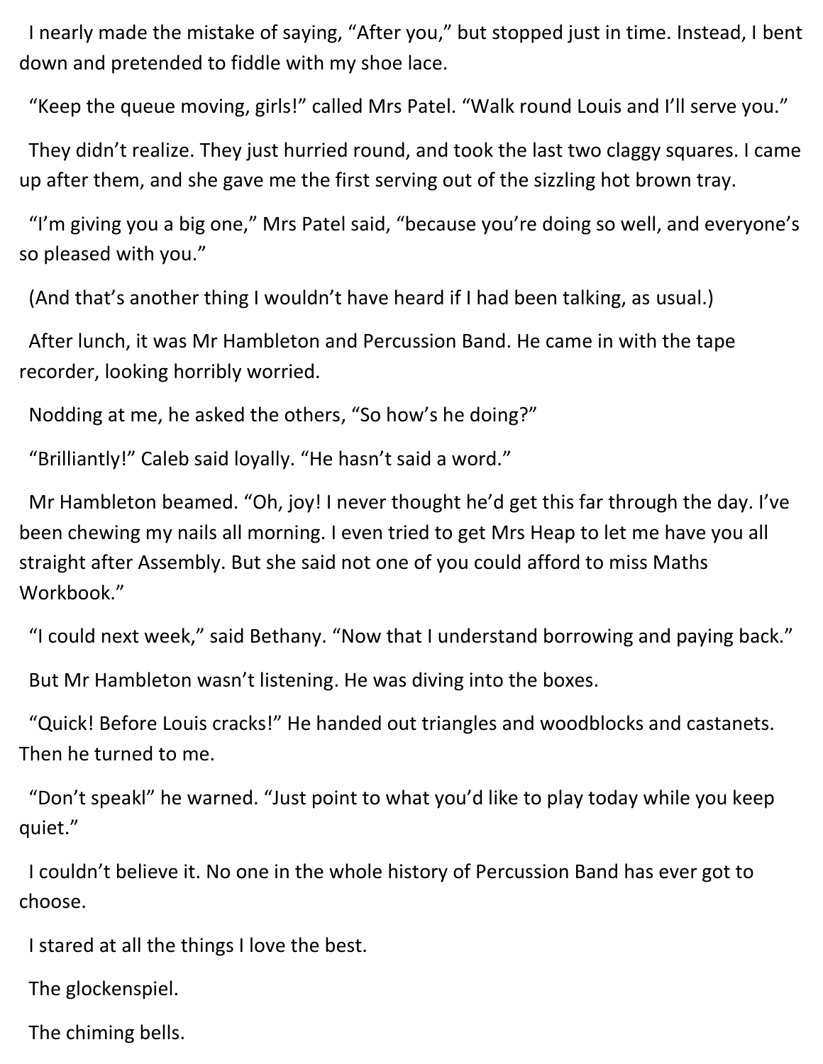I nearly made the mistake of saying, “After you,” but stopped just in time. Instead, I bent down and pretended to fiddle with my shoe lace.

“Keep the queue moving, girls!” called Mrs Patel. “Walk round Louis and I’ll serve you.”

They didn’t realize. They just hurried round, and took the last two claggy squares. I came up after them, and she gave me the first serving out of the sizzling hot brown tray.

“I’m giving you a big one,” Mrs Patel said, “because you’re doing so well, and everyone’s so pleased with you.”

(And that’s another thing I wouldn’t have heard if I had been talking, as usual.)

After lunch, it was Mr Hambleton and Percussion Band. He came in with the tape recorder, looking horribly worried.

Nodding at me, he asked the others, “So how’s he doing?”

“Brilliantly!” Caleb said loyally. “He hasn’t said a word.”

Mr Hambleton beamed. “Oh, joy! I never thought he’d get this far through the day. I’ve been chewing my nails all morning. I even tried to get Mrs Heap to let me have you all straight after Assembly. But she said not one of you could afford to miss Maths Workbook.”

“I could next week,” said Bethany. “Now that I understand borrowing and paying back.”

But Mr Hambleton wasn’t listening. He was diving into the boxes.

“Quick! Before Louis cracks!” He handed out triangles and woodblocks and castanets. Then he turned to me.

“Don’t speakl” he warned. “Just point to what you’d like to play today while you keep quiet.”

I couldn’t believe it. No one in the whole history of Percussion Band has ever got to choose.

I stared at all the things I love the best.

The glockenspiel.

The chiming bells.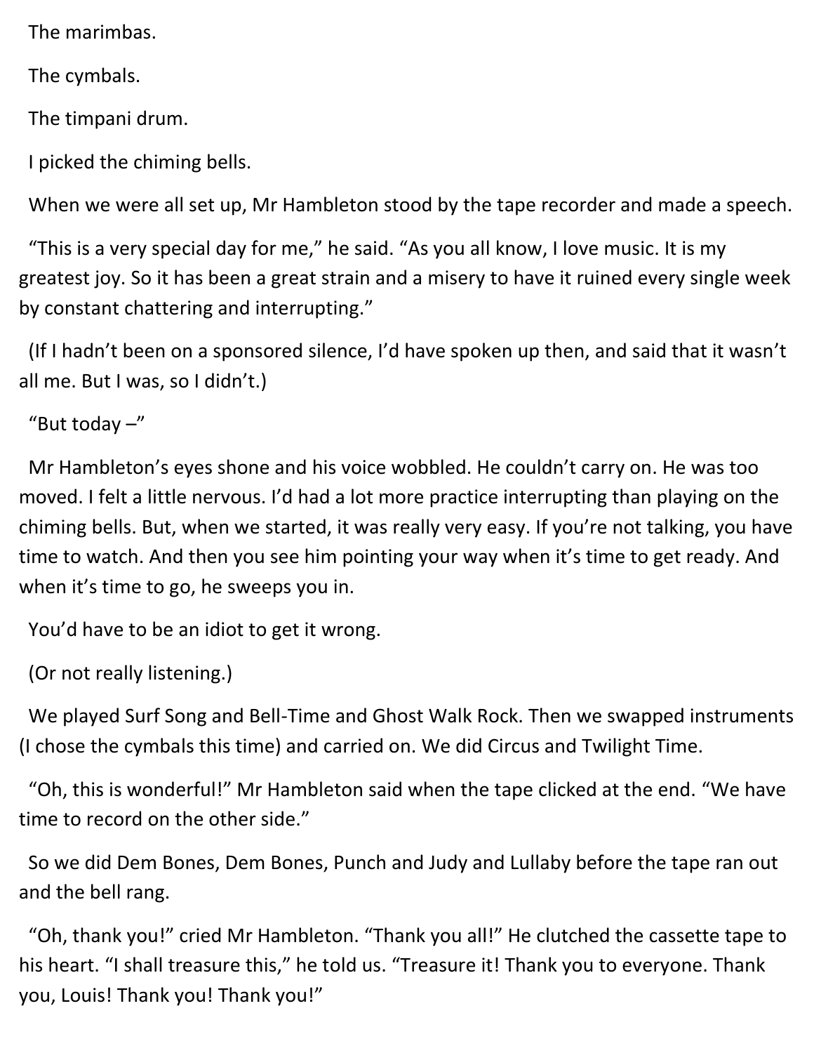The marimbas.

The cymbals.

The timpani drum.

I picked the chiming bells.

When we were all set up, Mr Hambleton stood by the tape recorder and made a speech.

"This is a very special day for me," he said. "As you all know, I love music. It is my greatest joy. So it has been a great strain and a misery to have it ruined every single week by constant chattering and interrupting."

(If I hadn't been on a sponsored silence, I'd have spoken up then, and said that it wasn't all me. But I was, so I didn't.)

"But today –"

Mr Hambleton's eyes shone and his voice wobbled. He couldn't carry on. He was too moved. I felt a little nervous. I'd had a lot more practice interrupting than playing on the chiming bells. But, when we started, it was really very easy. If you're not talking, you have time to watch. And then you see him pointing your way when it's time to get ready. And when it's time to go, he sweeps you in.

You'd have to be an idiot to get it wrong.

(Or not really listening.)

We played Surf Song and Bell-Time and Ghost Walk Rock. Then we swapped instruments (I chose the cymbals this time) and carried on. We did Circus and Twilight Time.

"Oh, this is wonderful!" Mr Hambleton said when the tape clicked at the end. "We have time to record on the other side."

So we did Dem Bones, Dem Bones, Punch and Judy and Lullaby before the tape ran out and the bell rang.

"Oh, thank you!" cried Mr Hambleton. "Thank you all!" He clutched the cassette tape to his heart. "I shall treasure this," he told us. "Treasure it! Thank you to everyone. Thank you, Louis! Thank you! Thank you!"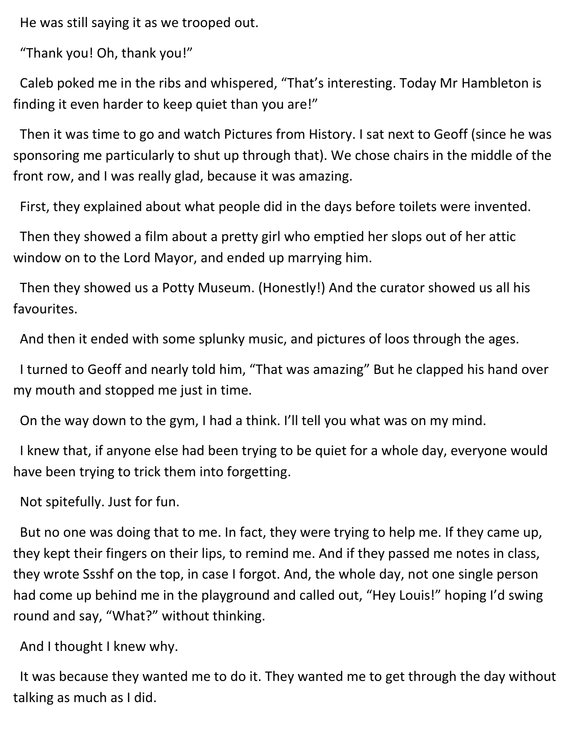He was still saying it as we trooped out.

"Thank you! Oh, thank you!"

Caleb poked me in the ribs and whispered, "That's interesting. Today Mr Hambleton is finding it even harder to keep quiet than you are!"

Then it was time to go and watch Pictures from History. I sat next to Geoff (since he was sponsoring me particularly to shut up through that). We chose chairs in the middle of the front row, and I was really glad, because it was amazing.

First, they explained about what people did in the days before toilets were invented.

Then they showed a film about a pretty girl who emptied her slops out of her attic window on to the Lord Mayor, and ended up marrying him.

Then they showed us a Potty Museum. (Honestly!) And the curator showed us all his favourites.

And then it ended with some splunky music, and pictures of loos through the ages.

I turned to Geoff and nearly told him, "That was amazing" But he clapped his hand over my mouth and stopped me just in time.

On the way down to the gym, I had a think. I'll tell you what was on my mind.

I knew that, if anyone else had been trying to be quiet for a whole day, everyone would have been trying to trick them into forgetting.

Not spitefully. Just for fun.

But no one was doing that to me. In fact, they were trying to help me. If they came up, they kept their fingers on their lips, to remind me. And if they passed me notes in class, they wrote Ssshf on the top, in case I forgot. And, the whole day, not one single person had come up behind me in the playground and called out, "Hey Louis!" hoping I'd swing round and say, "What?" without thinking.

And I thought I knew why.

It was because they wanted me to do it. They wanted me to get through the day without talking as much as I did.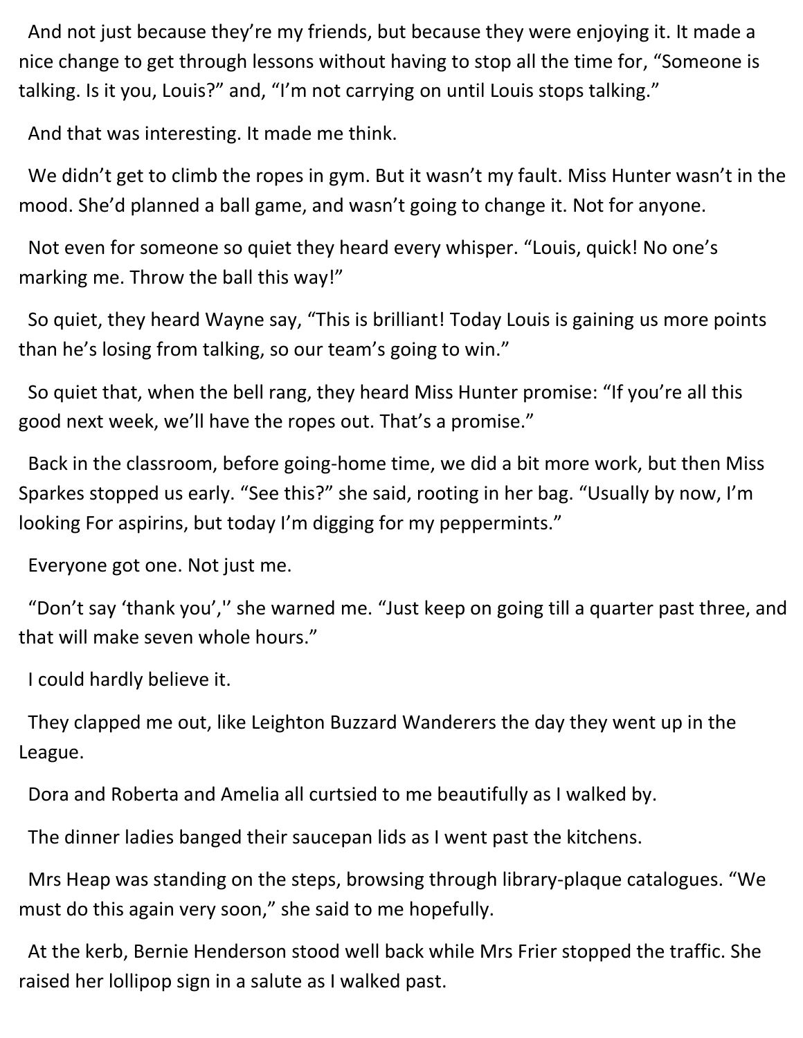And not just because they're my friends, but because they were enjoying it. It made a nice change to get through lessons without having to stop all the time for, "Someone is talking. Is it you, Louis?" and, "I'm not carrying on until Louis stops talking."

And that was interesting. It made me think.

We didn't get to climb the ropes in gym. But it wasn't my fault. Miss Hunter wasn't in the mood. She'd planned a ball game, and wasn't going to change it. Not for anyone.

Not even for someone so quiet they heard every whisper. "Louis, quick! No one's marking me. Throw the ball this way!"

So quiet, they heard Wayne say, "This is brilliant! Today Louis is gaining us more points than he's losing from talking, so our team's going to win."

So quiet that, when the bell rang, they heard Miss Hunter promise: "If you're all this good next week, we'll have the ropes out. That's a promise."

Back in the classroom, before going-home time, we did a bit more work, but then Miss Sparkes stopped us early. "See this?" she said, rooting in her bag. "Usually by now, I'm looking For aspirins, but today I'm digging for my peppermints."

Everyone got one. Not just me.

"Don't say 'thank you','' she warned me. "Just keep on going till a quarter past three, and that will make seven whole hours."

I could hardly believe it.

They clapped me out, like Leighton Buzzard Wanderers the day they went up in the League.

Dora and Roberta and Amelia all curtsied to me beautifully as I walked by.

The dinner ladies banged their saucepan lids as I went past the kitchens.

Mrs Heap was standing on the steps, browsing through library-plaque catalogues. "We must do this again very soon," she said to me hopefully.

At the kerb, Bernie Henderson stood well back while Mrs Frier stopped the traffic. She raised her lollipop sign in a salute as I walked past.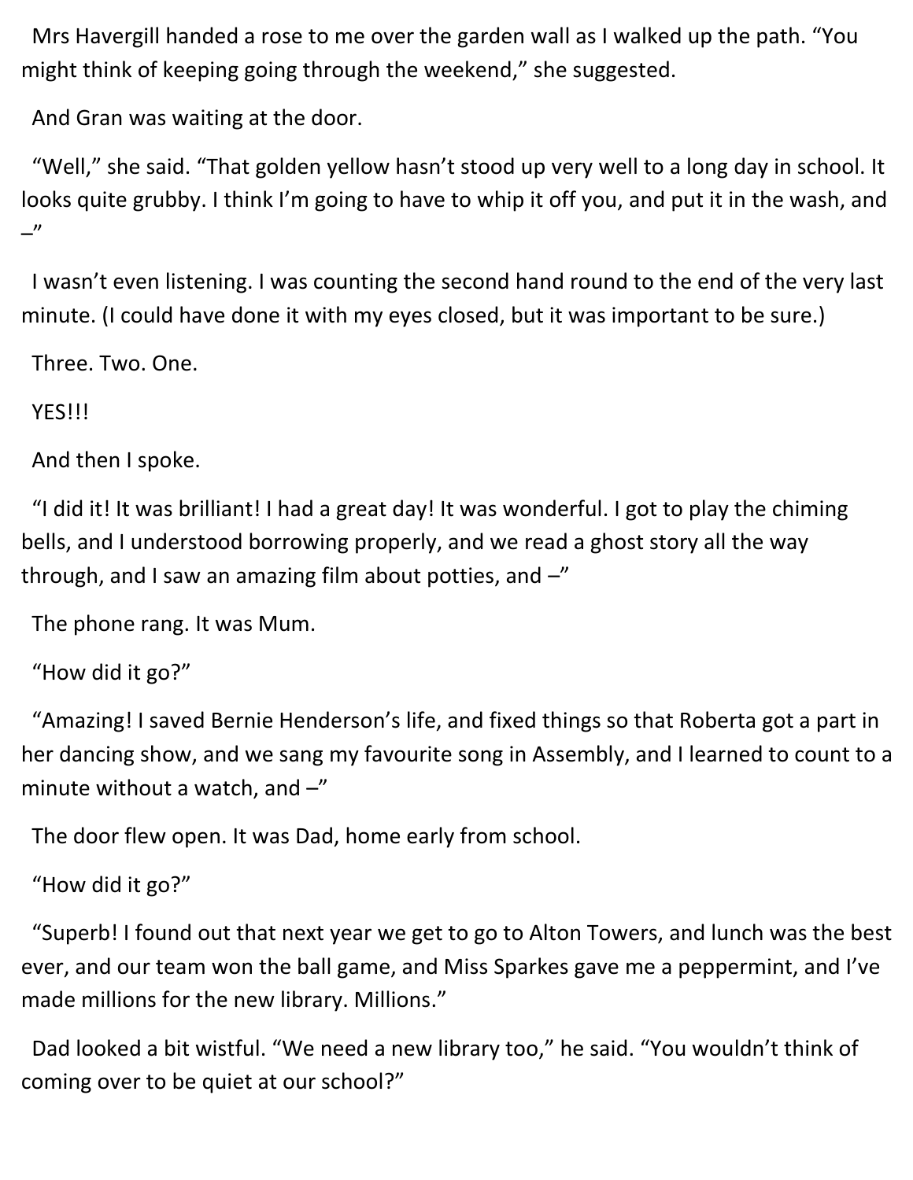Mrs Havergill handed a rose to me over the garden wall as I walked up the path. "You might think of keeping going through the weekend," she suggested.

And Gran was waiting at the door.

"Well," she said. "That golden yellow hasn't stood up very well to a long day in school. It looks quite grubby. I think I'm going to have to whip it off you, and put it in the wash, and –"

I wasn't even listening. I was counting the second hand round to the end of the very last minute. (I could have done it with my eyes closed, but it was important to be sure.)

Three. Two. One.

YES!!!

And then I spoke.

"I did it! It was brilliant! I had a great day! It was wonderful. I got to play the chiming bells, and I understood borrowing properly, and we read a ghost story all the way through, and I saw an amazing film about potties, and –"

The phone rang. It was Mum.

"How did it go?"

"Amazing! I saved Bernie Henderson's life, and fixed things so that Roberta got a part in her dancing show, and we sang my favourite song in Assembly, and I learned to count to a minute without a watch, and –"

The door flew open. It was Dad, home early from school.

"How did it go?"

"Superb! I found out that next year we get to go to Alton Towers, and lunch was the best ever, and our team won the ball game, and Miss Sparkes gave me a peppermint, and I've made millions for the new library. Millions."

Dad looked a bit wistful. "We need a new library too," he said. "You wouldn't think of coming over to be quiet at our school?"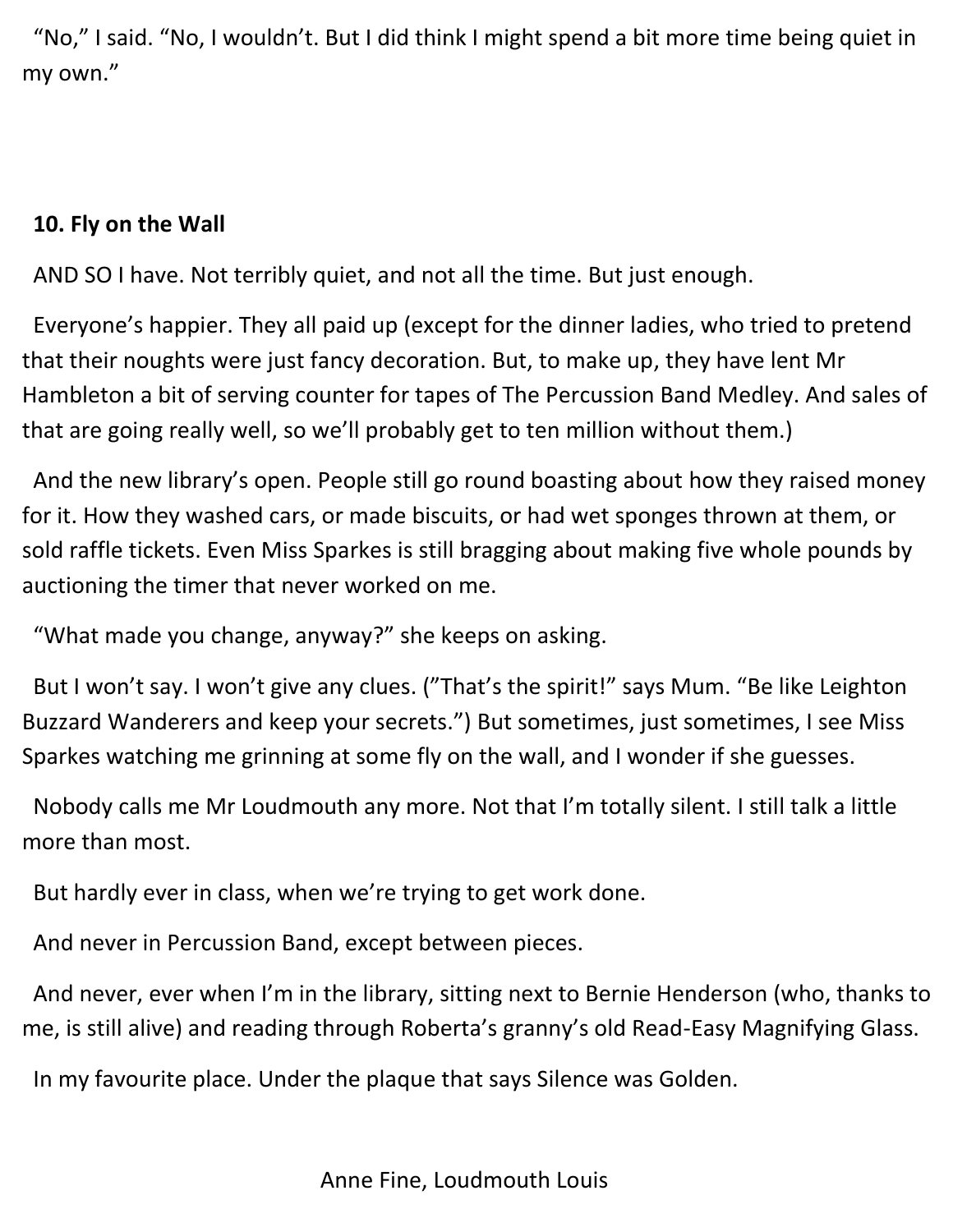"No," I said. "No, I wouldn't. But I did think I might spend a bit more time being quiet in my own."

## 10. Fly on the Wall

AND SO I have. Not terribly quiet, and not all the time. But just enough.

Everyone's happier. They all paid up (except for the dinner ladies, who tried to pretend that their noughts were just fancy decoration. But, to make up, they have lent Mr Hambleton a bit of serving counter for tapes of The Percussion Band Medley. And sales of that are going really well, so we'll probably get to ten million without them.)

And the new library's open. People still go round boasting about how they raised money for it. How they washed cars, or made biscuits, or had wet sponges thrown at them, or sold raffle tickets. Even Miss Sparkes is still bragging about making five whole pounds by auctioning the timer that never worked on me.

"What made you change, anyway?" she keeps on asking.

But I won't say. I won't give any clues. ("That's the spirit!" says Mum. "Be like Leighton Buzzard Wanderers and keep your secrets.") But sometimes, just sometimes, I see Miss Sparkes watching me grinning at some fly on the wall, and I wonder if she guesses.

Nobody calls me Mr Loudmouth any more. Not that I'm totally silent. I still talk a little more than most.

But hardly ever in class, when we're trying to get work done.

And never in Percussion Band, except between pieces.

And never, ever when I'm in the library, sitting next to Bernie Henderson (who, thanks to me, is still alive) and reading through Roberta's granny's old Read-Easy Magnifying Glass.

In my favourite place. Under the plaque that says Silence was Golden.

Anne Fine, Loudmouth Louis